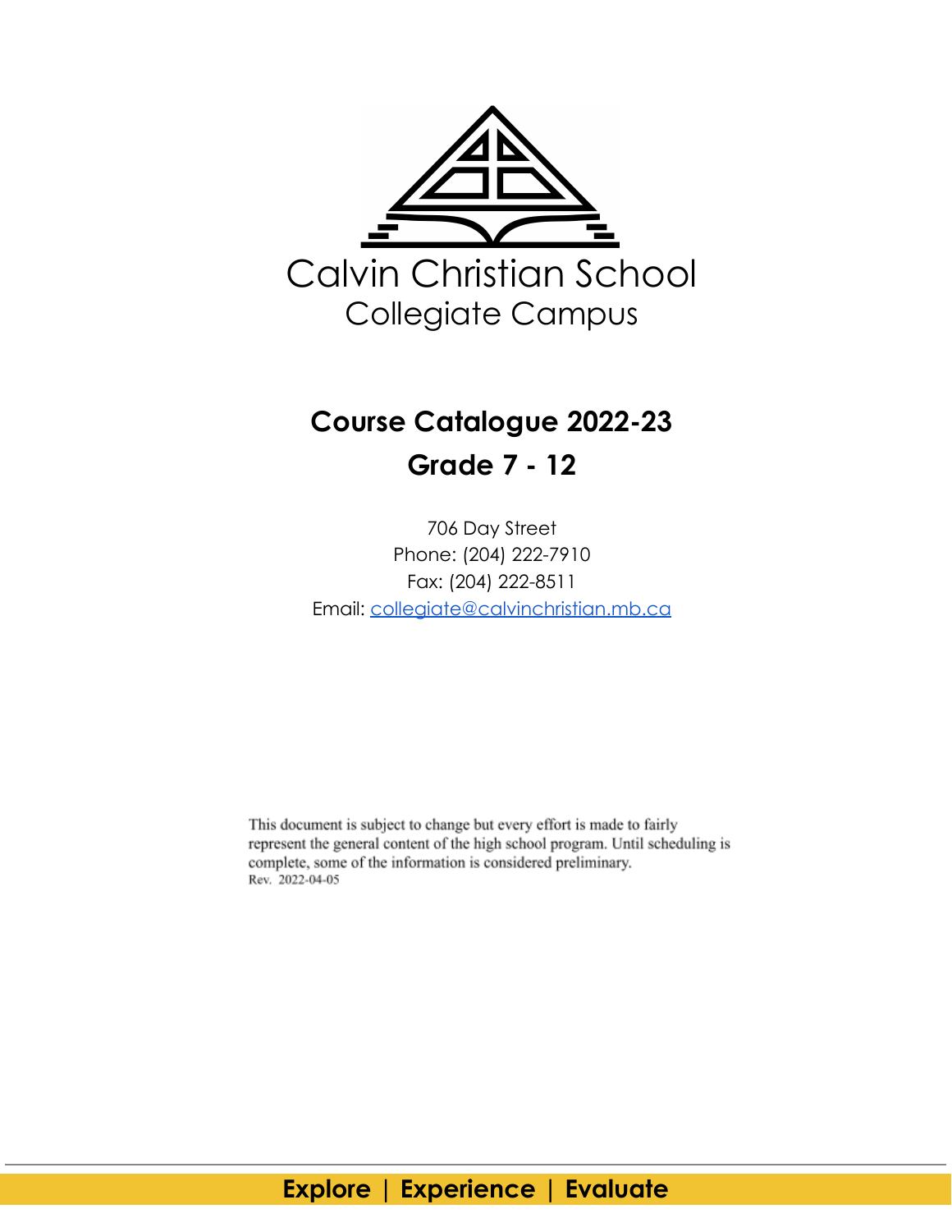# Calvin Christian School

## Collegiate Campus

## Course Catalogue 2022-23

## Grade 7 - 12

706 Day Street
Phone: (204) 222-7910
Fax: (204) 222-8511
Email: collegiate@calvinchristian.mb.ca

This document is subject to change but every effort is made to fairly represent the general content of the high school program. Until scheduling is complete, some of the information is considered preliminary.
Rev. 2022-04-05

**Explore | Experience | Evaluate**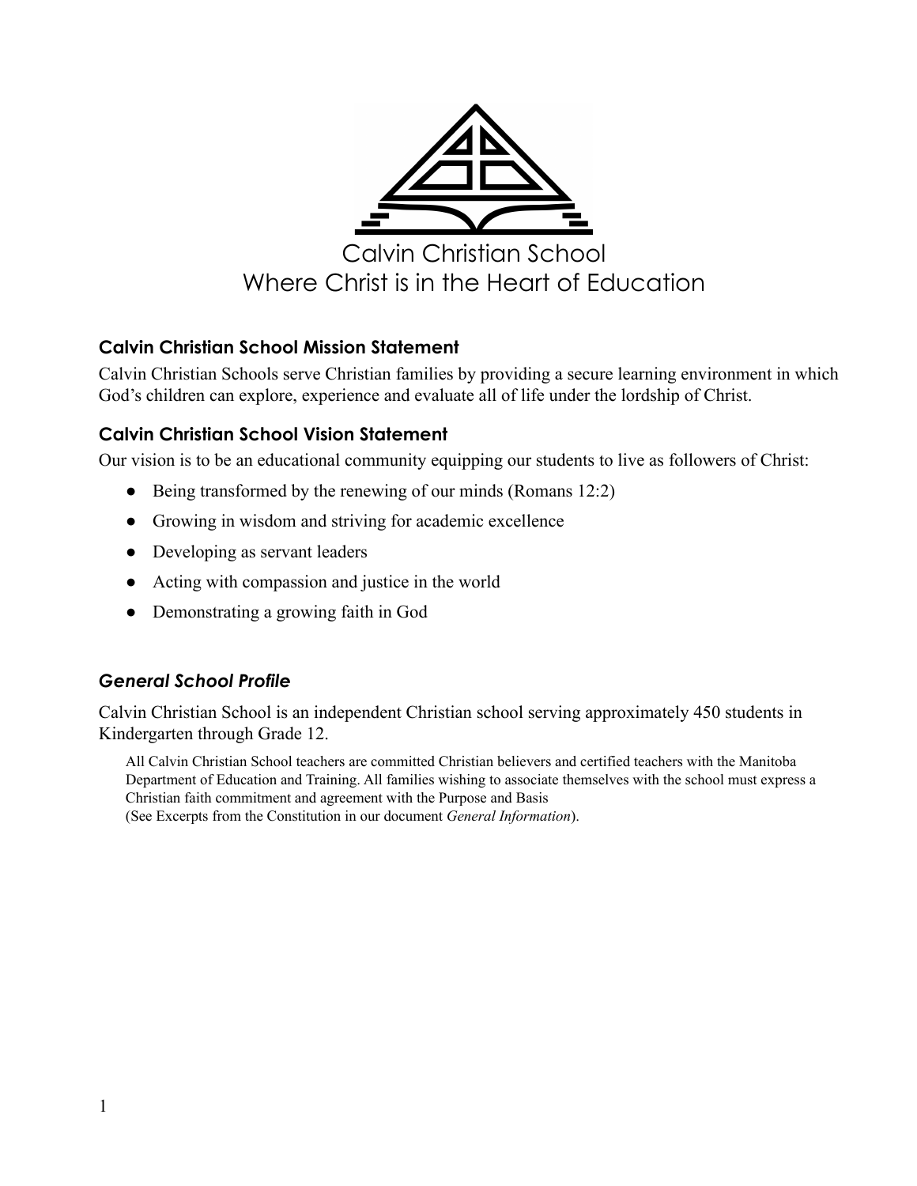Calvin Christian School
Where Christ is in the Heart of Education

### Calvin Christian School Mission Statement

Calvin Christian Schools serve Christian families by providing a secure learning environment in which God's children can explore, experience and evaluate all of life under the lordship of Christ.

### Calvin Christian School Vision Statement

Our vision is to be an educational community equipping our students to live as followers of Christ:

- Being transformed by the renewing of our minds (Romans 12:2)
- Growing in wisdom and striving for academic excellence
- Developing as servant leaders
- Acting with compassion and justice in the world
- Demonstrating a growing faith in God

### *General School Profile*

Calvin Christian School is an independent Christian school serving approximately 450 students in Kindergarten through Grade 12.

All Calvin Christian School teachers are committed Christian believers and certified teachers with the Manitoba Department of Education and Training. All families wishing to associate themselves with the school must express a Christian faith commitment and agreement with the Purpose and Basis
(See Excerpts from the Constitution in our document *General Information*).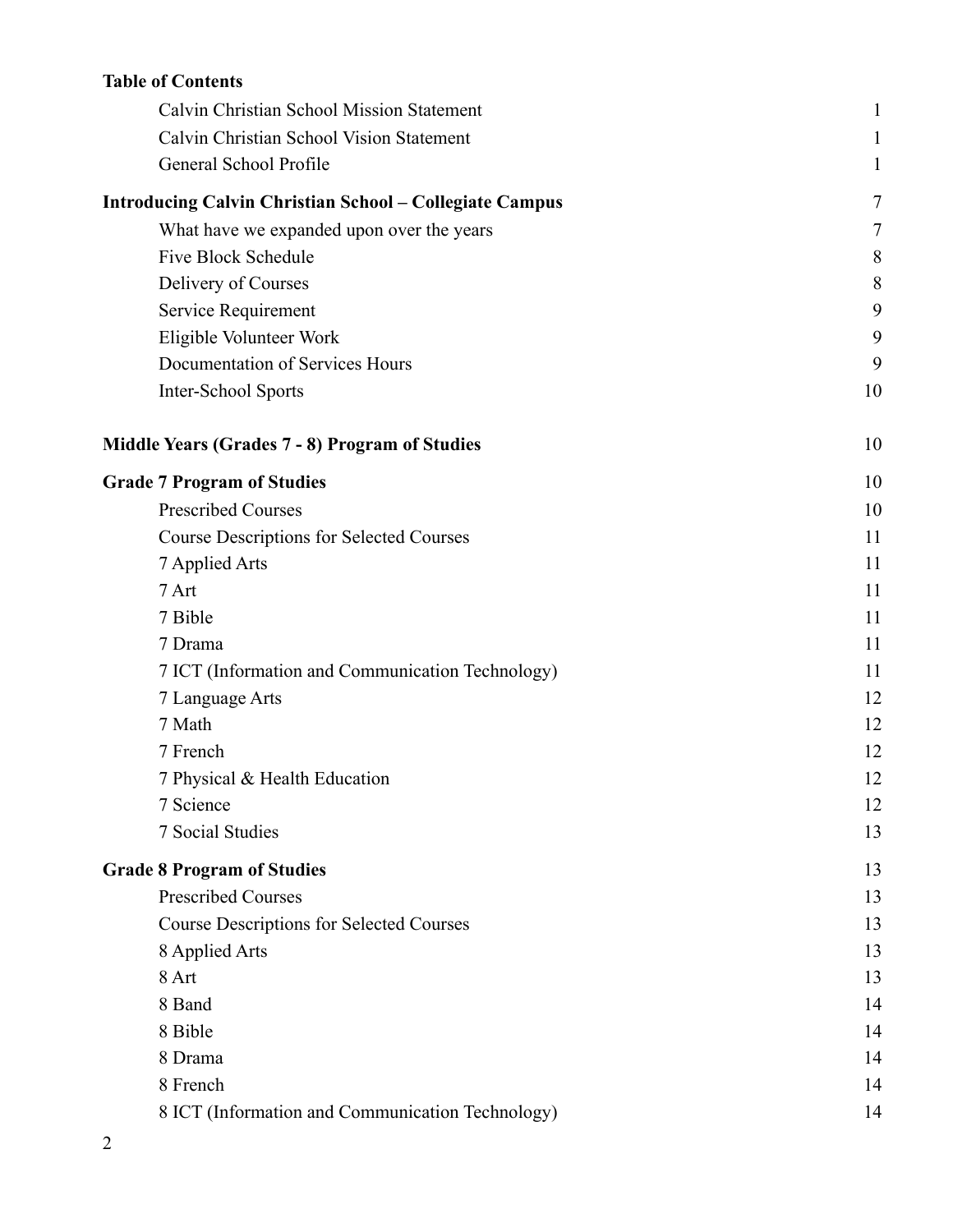**Table of Contents**

| | |
|---|---|
| Calvin Christian School Mission Statement | 1 |
| Calvin Christian School Vision Statement | 1 |
| General School Profile | 1 |
| **Introducing Calvin Christian School – Collegiate Campus** | 7 |
| What have we expanded upon over the years | 7 |
| Five Block Schedule | 8 |
| Delivery of Courses | 8 |
| Service Requirement | 9 |
| Eligible Volunteer Work | 9 |
| Documentation of Services Hours | 9 |
| Inter-School Sports | 10 |
| **Middle Years (Grades 7 - 8) Program of Studies** | 10 |
| **Grade 7 Program of Studies** | 10 |
| Prescribed Courses | 10 |
| Course Descriptions for Selected Courses | 11 |
| 7 Applied Arts | 11 |
| 7 Art | 11 |
| 7 Bible | 11 |
| 7 Drama | 11 |
| 7 ICT (Information and Communication Technology) | 11 |
| 7 Language Arts | 12 |
| 7 Math | 12 |
| 7 French | 12 |
| 7 Physical & Health Education | 12 |
| 7 Science | 12 |
| 7 Social Studies | 13 |
| **Grade 8 Program of Studies** | 13 |
| Prescribed Courses | 13 |
| Course Descriptions for Selected Courses | 13 |
| 8 Applied Arts | 13 |
| 8 Art | 13 |
| 8 Band | 14 |
| 8 Bible | 14 |
| 8 Drama | 14 |
| 8 French | 14 |
| 8 ICT (Information and Communication Technology) | 14 |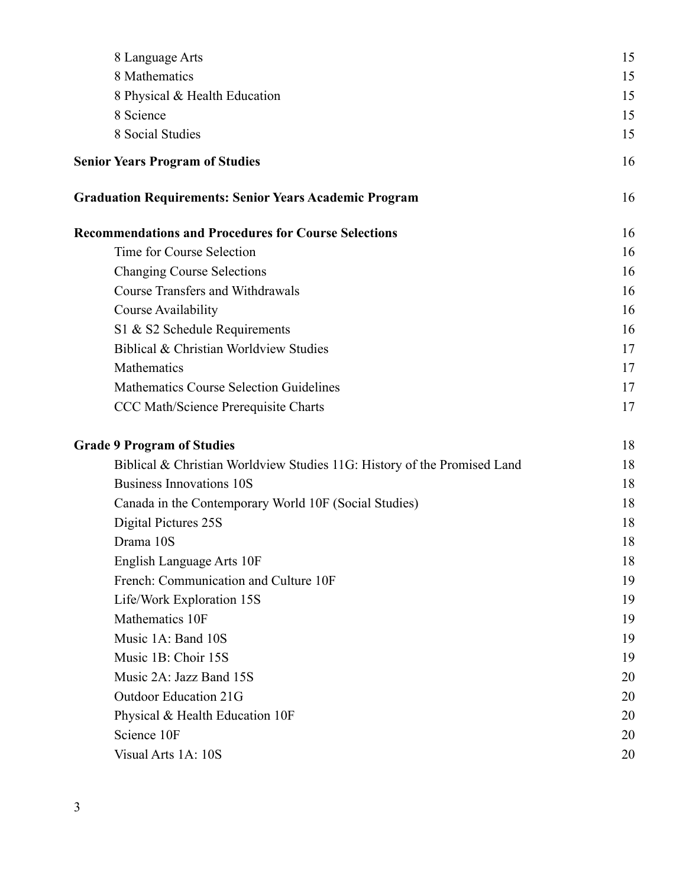| | |
|---|---|
| 8 Language Arts | 15 |
| 8 Mathematics | 15 |
| 8 Physical & Health Education | 15 |
| 8 Science | 15 |
| 8 Social Studies | 15 |
| **Senior Years Program of Studies** | 16 |
| **Graduation Requirements: Senior Years Academic Program** | 16 |
| **Recommendations and Procedures for Course Selections** | 16 |
| Time for Course Selection | 16 |
| Changing Course Selections | 16 |
| Course Transfers and Withdrawals | 16 |
| Course Availability | 16 |
| S1 & S2 Schedule Requirements | 16 |
| Biblical & Christian Worldview Studies | 17 |
| Mathematics | 17 |
| Mathematics Course Selection Guidelines | 17 |
| CCC Math/Science Prerequisite Charts | 17 |
| **Grade 9 Program of Studies** | 18 |
| Biblical & Christian Worldview Studies 11G: History of the Promised Land | 18 |
| Business Innovations 10S | 18 |
| Canada in the Contemporary World 10F (Social Studies) | 18 |
| Digital Pictures 25S | 18 |
| Drama 10S | 18 |
| English Language Arts 10F | 18 |
| French: Communication and Culture 10F | 19 |
| Life/Work Exploration 15S | 19 |
| Mathematics 10F | 19 |
| Music 1A: Band 10S | 19 |
| Music 1B: Choir 15S | 19 |
| Music 2A: Jazz Band 15S | 20 |
| Outdoor Education 21G | 20 |
| Physical & Health Education 10F | 20 |
| Science 10F | 20 |
| Visual Arts 1A: 10S | 20 |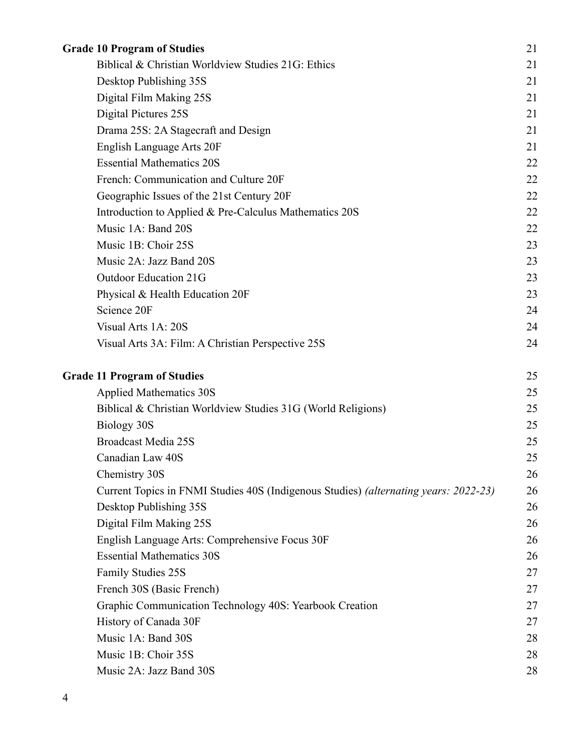| | |
| --- | --- |
| **Grade 10 Program of Studies** | 21 |
| Biblical & Christian Worldview Studies 21G: Ethics | 21 |
| Desktop Publishing 35S | 21 |
| Digital Film Making 25S | 21 |
| Digital Pictures 25S | 21 |
| Drama 25S: 2A Stagecraft and Design | 21 |
| English Language Arts 20F | 21 |
| Essential Mathematics 20S | 22 |
| French: Communication and Culture 20F | 22 |
| Geographic Issues of the 21st Century 20F | 22 |
| Introduction to Applied & Pre-Calculus Mathematics 20S | 22 |
| Music 1A: Band 20S | 22 |
| Music 1B: Choir 25S | 23 |
| Music 2A: Jazz Band 20S | 23 |
| Outdoor Education 21G | 23 |
| Physical & Health Education 20F | 23 |
| Science 20F | 24 |
| Visual Arts 1A: 20S | 24 |
| Visual Arts 3A: Film: A Christian Perspective 25S | 24 |
| **Grade 11 Program of Studies** | 25 |
| Applied Mathematics 30S | 25 |
| Biblical & Christian Worldview Studies 31G (World Religions) | 25 |
| Biology 30S | 25 |
| Broadcast Media 25S | 25 |
| Canadian Law 40S | 25 |
| Chemistry 30S | 26 |
| Current Topics in FNMI Studies 40S (Indigenous Studies) *(alternating years: 2022-23)* | 26 |
| Desktop Publishing 35S | 26 |
| Digital Film Making 25S | 26 |
| English Language Arts: Comprehensive Focus 30F | 26 |
| Essential Mathematics 30S | 26 |
| Family Studies 25S | 27 |
| French 30S (Basic French) | 27 |
| Graphic Communication Technology 40S: Yearbook Creation | 27 |
| History of Canada 30F | 27 |
| Music 1A: Band 30S | 28 |
| Music 1B: Choir 35S | 28 |
| Music 2A: Jazz Band 30S | 28 |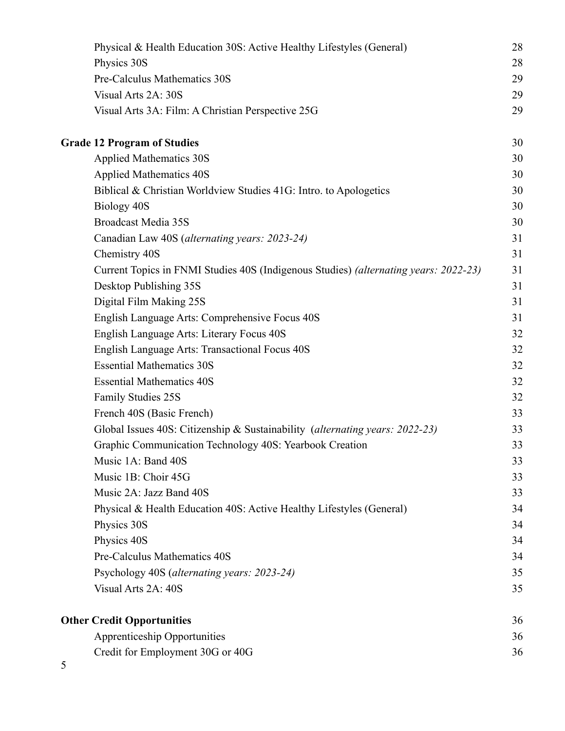| | |
|---|---|
| Physical & Health Education 30S: Active Healthy Lifestyles (General) | 28 |
| Physics 30S | 28 |
| Pre-Calculus Mathematics 30S | 29 |
| Visual Arts 2A: 30S | 29 |
| Visual Arts 3A: Film: A Christian Perspective 25G | 29 |
| **Grade 12 Program of Studies** | 30 |
| Applied Mathematics 30S | 30 |
| Applied Mathematics 40S | 30 |
| Biblical & Christian Worldview Studies 41G: Intro. to Apologetics | 30 |
| Biology 40S | 30 |
| Broadcast Media 35S | 30 |
| Canadian Law 40S (*alternating years: 2023-24)* | 31 |
| Chemistry 40S | 31 |
| Current Topics in FNMI Studies 40S (Indigenous Studies) *(alternating years: 2022-23)* | 31 |
| Desktop Publishing 35S | 31 |
| Digital Film Making 25S | 31 |
| English Language Arts: Comprehensive Focus 40S | 31 |
| English Language Arts: Literary Focus 40S | 32 |
| English Language Arts: Transactional Focus 40S | 32 |
| Essential Mathematics 30S | 32 |
| Essential Mathematics 40S | 32 |
| Family Studies 25S | 32 |
| French 40S (Basic French) | 33 |
| Global Issues 40S: Citizenship & Sustainability (*alternating years: 2022-23)* | 33 |
| Graphic Communication Technology 40S: Yearbook Creation | 33 |
| Music 1A: Band 40S | 33 |
| Music 1B: Choir 45G | 33 |
| Music 2A: Jazz Band 40S | 33 |
| Physical & Health Education 40S: Active Healthy Lifestyles (General) | 34 |
| Physics 30S | 34 |
| Physics 40S | 34 |
| Pre-Calculus Mathematics 40S | 34 |
| Psychology 40S (*alternating years: 2023-24)* | 35 |
| Visual Arts 2A: 40S | 35 |
| **Other Credit Opportunities** | 36 |
| Apprenticeship Opportunities | 36 |
| Credit for Employment 30G or 40G | 36 |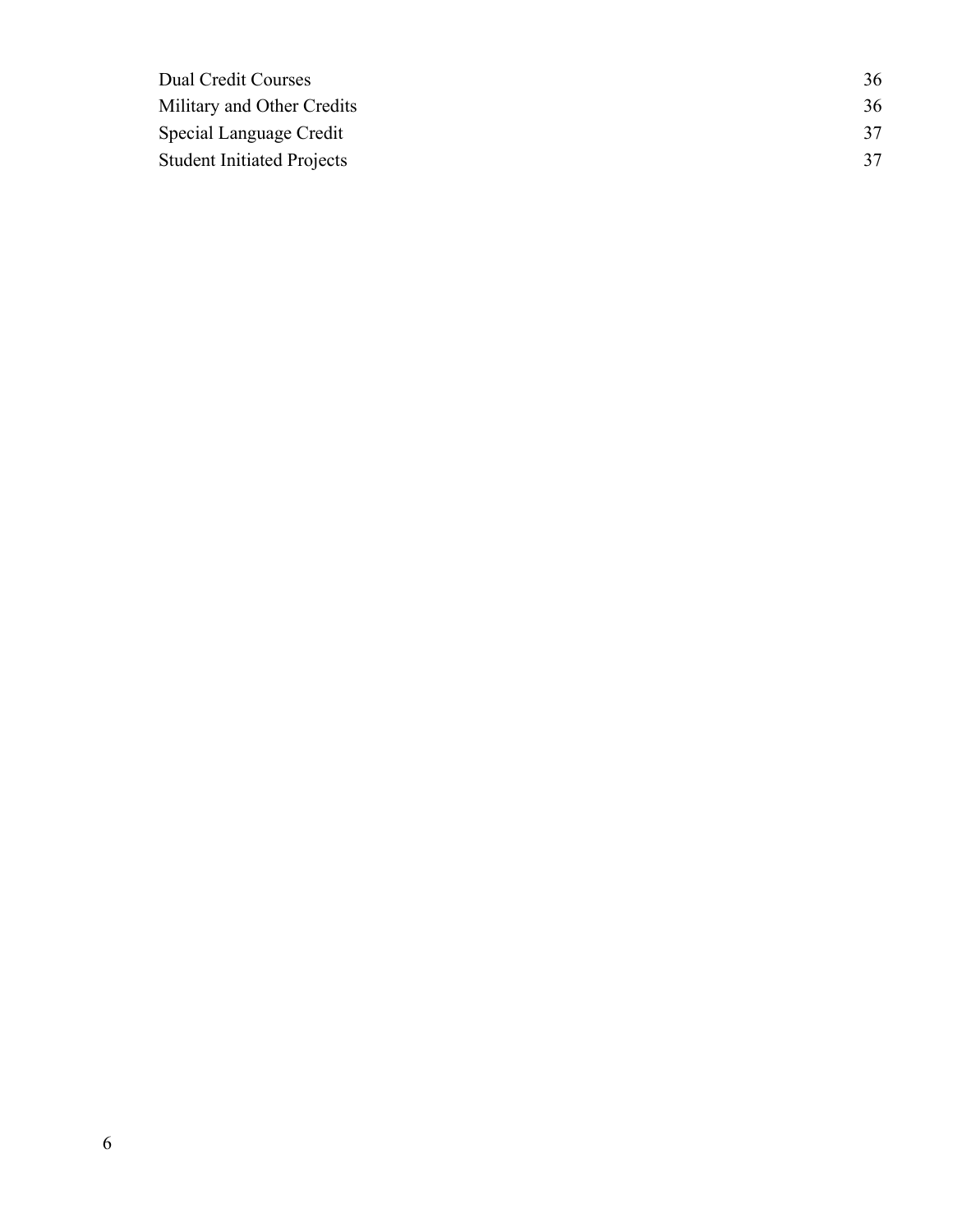| | |
|---|---|
| Dual Credit Courses | 36 |
| Military and Other Credits | 36 |
| Special Language Credit | 37 |
| Student Initiated Projects | 37 |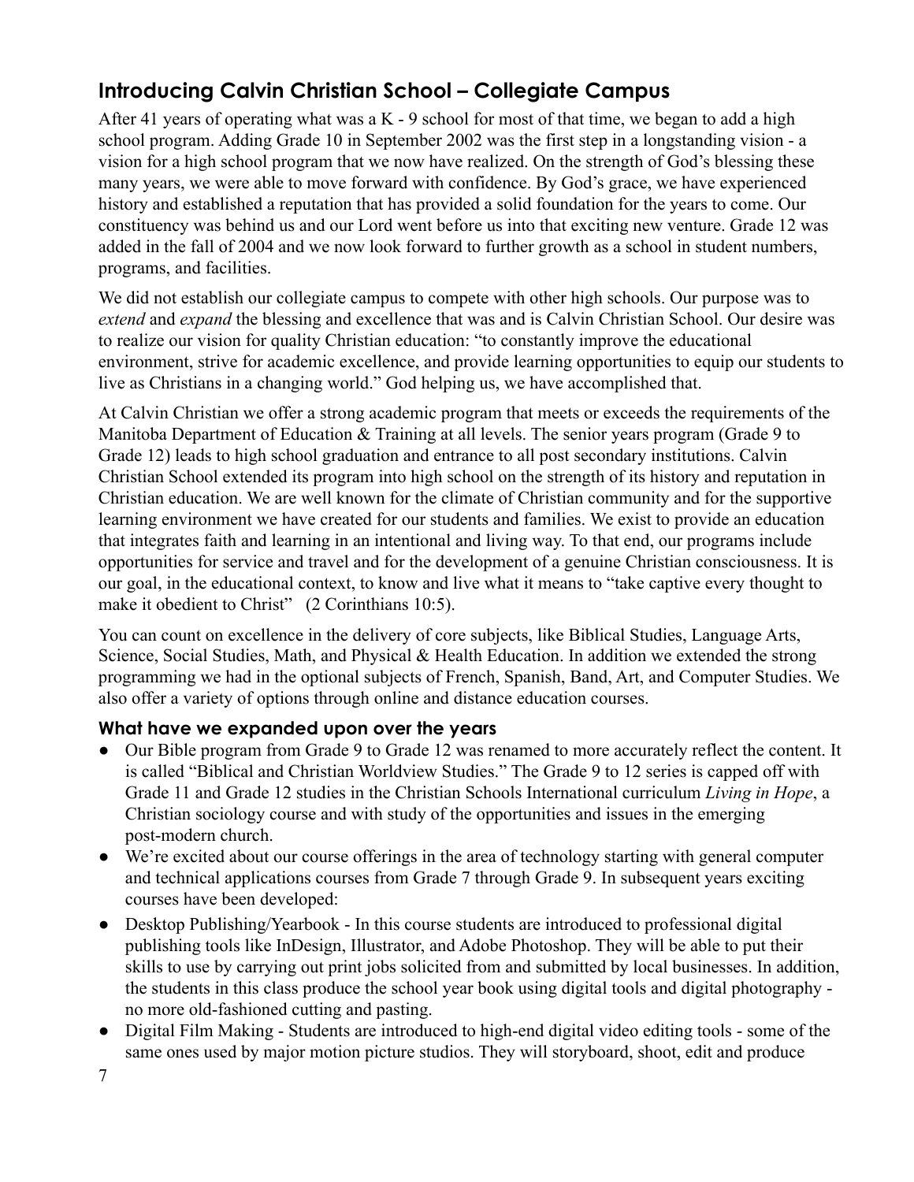## Introducing Calvin Christian School – Collegiate Campus

After 41 years of operating what was a K - 9 school for most of that time, we began to add a high school program. Adding Grade 10 in September 2002 was the first step in a longstanding vision - a vision for a high school program that we now have realized. On the strength of God's blessing these many years, we were able to move forward with confidence. By God's grace, we have experienced history and established a reputation that has provided a solid foundation for the years to come. Our constituency was behind us and our Lord went before us into that exciting new venture. Grade 12 was added in the fall of 2004 and we now look forward to further growth as a school in student numbers, programs, and facilities.

We did not establish our collegiate campus to compete with other high schools. Our purpose was to *extend* and *expand* the blessing and excellence that was and is Calvin Christian School. Our desire was to realize our vision for quality Christian education: "to constantly improve the educational environment, strive for academic excellence, and provide learning opportunities to equip our students to live as Christians in a changing world." God helping us, we have accomplished that.

At Calvin Christian we offer a strong academic program that meets or exceeds the requirements of the Manitoba Department of Education & Training at all levels. The senior years program (Grade 9 to Grade 12) leads to high school graduation and entrance to all post secondary institutions. Calvin Christian School extended its program into high school on the strength of its history and reputation in Christian education. We are well known for the climate of Christian community and for the supportive learning environment we have created for our students and families. We exist to provide an education that integrates faith and learning in an intentional and living way. To that end, our programs include opportunities for service and travel and for the development of a genuine Christian consciousness. It is our goal, in the educational context, to know and live what it means to "take captive every thought to make it obedient to Christ" (2 Corinthians 10:5).

You can count on excellence in the delivery of core subjects, like Biblical Studies, Language Arts, Science, Social Studies, Math, and Physical & Health Education. In addition we extended the strong programming we had in the optional subjects of French, Spanish, Band, Art, and Computer Studies. We also offer a variety of options through online and distance education courses.

### What have we expanded upon over the years

- Our Bible program from Grade 9 to Grade 12 was renamed to more accurately reflect the content. It is called "Biblical and Christian Worldview Studies." The Grade 9 to 12 series is capped off with Grade 11 and Grade 12 studies in the Christian Schools International curriculum *Living in Hope*, a Christian sociology course and with study of the opportunities and issues in the emerging post-modern church.
- We're excited about our course offerings in the area of technology starting with general computer and technical applications courses from Grade 7 through Grade 9. In subsequent years exciting courses have been developed:
- Desktop Publishing/Yearbook - In this course students are introduced to professional digital publishing tools like InDesign, Illustrator, and Adobe Photoshop. They will be able to put their skills to use by carrying out print jobs solicited from and submitted by local businesses. In addition, the students in this class produce the school year book using digital tools and digital photography - no more old-fashioned cutting and pasting.
- Digital Film Making - Students are introduced to high-end digital video editing tools - some of the same ones used by major motion picture studios. They will storyboard, shoot, edit and produce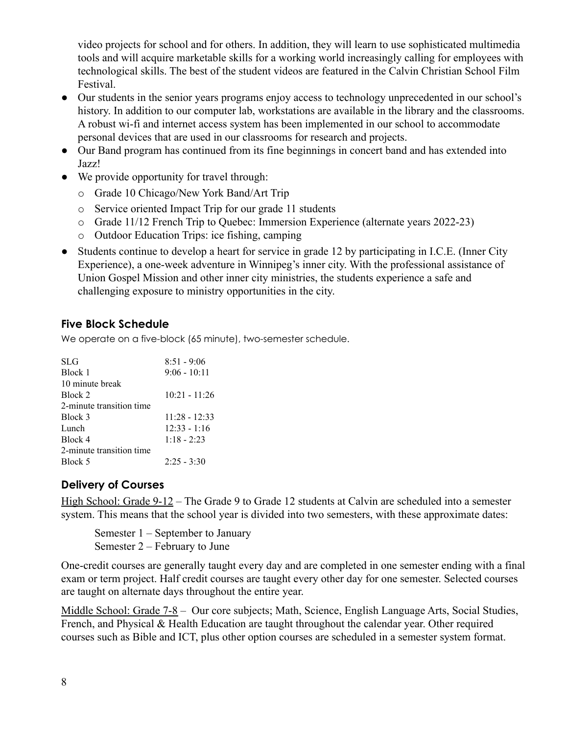video projects for school and for others. In addition, they will learn to use sophisticated multimedia tools and will acquire marketable skills for a working world increasingly calling for employees with technological skills. The best of the student videos are featured in the Calvin Christian School Film Festival.

- Our students in the senior years programs enjoy access to technology unprecedented in our school's history. In addition to our computer lab, workstations are available in the library and the classrooms. A robust wi-fi and internet access system has been implemented in our school to accommodate personal devices that are used in our classrooms for research and projects.
- Our Band program has continued from its fine beginnings in concert band and has extended into Jazz!
- We provide opportunity for travel through:
  - Grade 10 Chicago/New York Band/Art Trip
  - Service oriented Impact Trip for our grade 11 students
  - Grade 11/12 French Trip to Quebec: Immersion Experience (alternate years 2022-23)
  - Outdoor Education Trips: ice fishing, camping
- Students continue to develop a heart for service in grade 12 by participating in I.C.E. (Inner City Experience), a one-week adventure in Winnipeg's inner city. With the professional assistance of Union Gospel Mission and other inner city ministries, the students experience a safe and challenging exposure to ministry opportunities in the city.

## Five Block Schedule

We operate on a five-block (65 minute), two-semester schedule.

| | |
|---|---|
| SLG | 8:51 - 9:06 |
| Block 1 | 9:06 - 10:11 |
| 10 minute break | |
| Block 2 | 10:21 - 11:26 |
| 2-minute transition time | |
| Block 3 | 11:28 - 12:33 |
| Lunch | 12:33 - 1:16 |
| Block 4 | 1:18 - 2:23 |
| 2-minute transition time | |
| Block 5 | 2:25 - 3:30 |

## Delivery of Courses

High School: Grade 9-12 – The Grade 9 to Grade 12 students at Calvin are scheduled into a semester system. This means that the school year is divided into two semesters, with these approximate dates:

Semester 1 – September to January
Semester 2 – February to June

One-credit courses are generally taught every day and are completed in one semester ending with a final exam or term project. Half credit courses are taught every other day for one semester. Selected courses are taught on alternate days throughout the entire year.

Middle School: Grade 7-8 – Our core subjects; Math, Science, English Language Arts, Social Studies, French, and Physical & Health Education are taught throughout the calendar year. Other required courses such as Bible and ICT, plus other option courses are scheduled in a semester system format.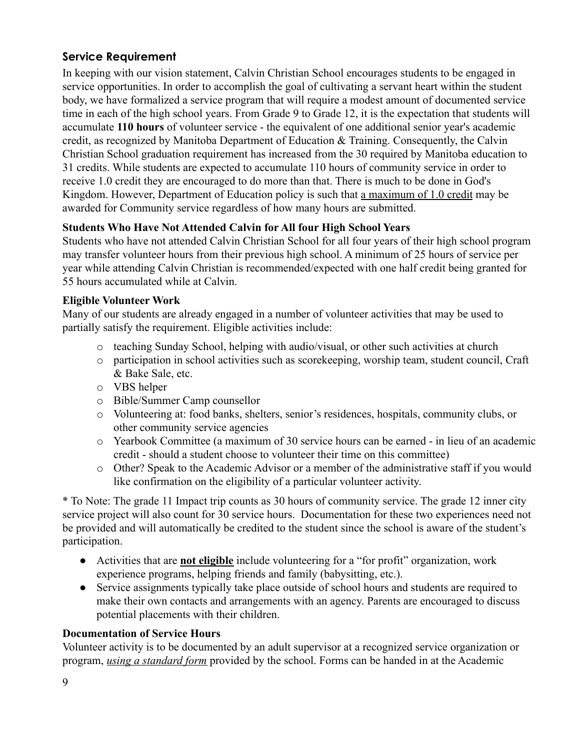## Service Requirement

In keeping with our vision statement, Calvin Christian School encourages students to be engaged in service opportunities. In order to accomplish the goal of cultivating a servant heart within the student body, we have formalized a service program that will require a modest amount of documented service time in each of the high school years. From Grade 9 to Grade 12, it is the expectation that students will accumulate **110 hours** of volunteer service - the equivalent of one additional senior year's academic credit, as recognized by Manitoba Department of Education & Training. Consequently, the Calvin Christian School graduation requirement has increased from the 30 required by Manitoba education to 31 credits. While students are expected to accumulate 110 hours of community service in order to receive 1.0 credit they are encouraged to do more than that. There is much to be done in God's Kingdom. However, Department of Education policy is such that <u>a maximum of 1.0 credit</u> may be awarded for Community service regardless of how many hours are submitted.

### Students Who Have Not Attended Calvin for All four High School Years

Students who have not attended Calvin Christian School for all four years of their high school program may transfer volunteer hours from their previous high school. A minimum of 25 hours of service per year while attending Calvin Christian is recommended/expected with one half credit being granted for 55 hours accumulated while at Calvin.

### Eligible Volunteer Work

Many of our students are already engaged in a number of volunteer activities that may be used to partially satisfy the requirement. Eligible activities include:

- teaching Sunday School, helping with audio/visual, or other such activities at church
- participation in school activities such as scorekeeping, worship team, student council, Craft & Bake Sale, etc.
- VBS helper
- Bible/Summer Camp counsellor
- Volunteering at: food banks, shelters, senior's residences, hospitals, community clubs, or other community service agencies
- Yearbook Committee (a maximum of 30 service hours can be earned - in lieu of an academic credit - should a student choose to volunteer their time on this committee)
- Other? Speak to the Academic Advisor or a member of the administrative staff if you would like confirmation on the eligibility of a particular volunteer activity.

* To Note: The grade 11 Impact trip counts as 30 hours of community service. The grade 12 inner city service project will also count for 30 service hours. Documentation for these two experiences need not be provided and will automatically be credited to the student since the school is aware of the student's participation.

- Activities that are <u>**not eligible**</u> include volunteering for a "for profit" organization, work experience programs, helping friends and family (babysitting, etc.).
- Service assignments typically take place outside of school hours and students are required to make their own contacts and arrangements with an agency. Parents are encouraged to discuss potential placements with their children.

### Documentation of Service Hours

Volunteer activity is to be documented by an adult supervisor at a recognized service organization or program, <u>*using a standard form*</u> provided by the school. Forms can be handed in at the Academic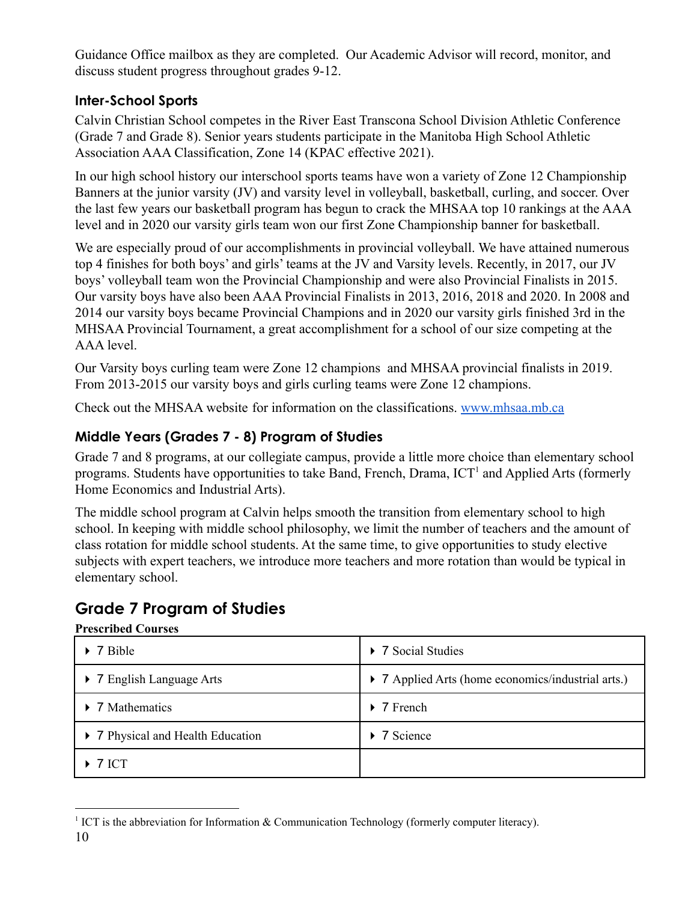Guidance Office mailbox as they are completed. Our Academic Advisor will record, monitor, and discuss student progress throughout grades 9-12.

### Inter-School Sports

Calvin Christian School competes in the River East Transcona School Division Athletic Conference (Grade 7 and Grade 8). Senior years students participate in the Manitoba High School Athletic Association AAA Classification, Zone 14 (KPAC effective 2021).

In our high school history our interschool sports teams have won a variety of Zone 12 Championship Banners at the junior varsity (JV) and varsity level in volleyball, basketball, curling, and soccer. Over the last few years our basketball program has begun to crack the MHSAA top 10 rankings at the AAA level and in 2020 our varsity girls team won our first Zone Championship banner for basketball.

We are especially proud of our accomplishments in provincial volleyball. We have attained numerous top 4 finishes for both boys' and girls' teams at the JV and Varsity levels. Recently, in 2017, our JV boys' volleyball team won the Provincial Championship and were also Provincial Finalists in 2015. Our varsity boys have also been AAA Provincial Finalists in 2013, 2016, 2018 and 2020. In 2008 and 2014 our varsity boys became Provincial Champions and in 2020 our varsity girls finished 3rd in the MHSAA Provincial Tournament, a great accomplishment for a school of our size competing at the AAA level.

Our Varsity boys curling team were Zone 12 champions and MHSAA provincial finalists in 2019. From 2013-2015 our varsity boys and girls curling teams were Zone 12 champions.

Check out the MHSAA website for information on the classifications. [www.mhsaa.mb.ca](http://www.mhsaa.mb.ca)

### Middle Years (Grades 7 - 8) Program of Studies

Grade 7 and 8 programs, at our collegiate campus, provide a little more choice than elementary school programs. Students have opportunities to take Band, French, Drama, ICT[1] and Applied Arts (formerly Home Economics and Industrial Arts).

The middle school program at Calvin helps smooth the transition from elementary school to high school. In keeping with middle school philosophy, we limit the number of teachers and the amount of class rotation for middle school students. At the same time, to give opportunities to study elective subjects with expert teachers, we introduce more teachers and more rotation than would be typical in elementary school.

## Grade 7 Program of Studies

**Prescribed Courses**

| | |
|---|---|
| ‣ 7 Bible | ‣ 7 Social Studies |
| ‣ 7 English Language Arts | ‣ 7 Applied Arts (home economics/industrial arts.) |
| ‣ 7 Mathematics | ‣ 7 French |
| ‣ 7 Physical and Health Education | ‣ 7 Science |
| ‣ 7 ICT | |

[1] ICT is the abbreviation for Information & Communication Technology (formerly computer literacy).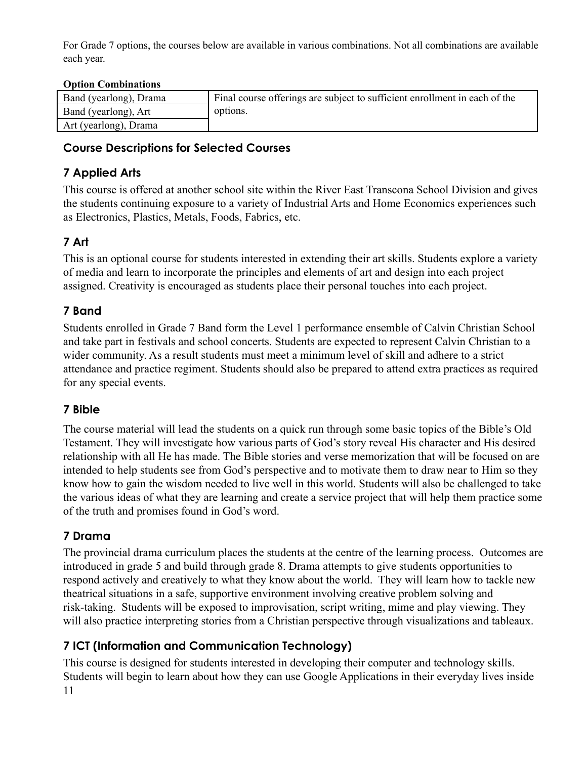For Grade 7 options, the courses below are available in various combinations. Not all combinations are available each year.

**Option Combinations**

| | |
|---|---|
| Band (yearlong), Drama | Final course offerings are subject to sufficient enrollment in each of the options. |
| Band (yearlong), Art | |
| Art (yearlong), Drama | |

## Course Descriptions for Selected Courses

### 7 Applied Arts

This course is offered at another school site within the River East Transcona School Division and gives the students continuing exposure to a variety of Industrial Arts and Home Economics experiences such as Electronics, Plastics, Metals, Foods, Fabrics, etc.

### 7 Art

This is an optional course for students interested in extending their art skills. Students explore a variety of media and learn to incorporate the principles and elements of art and design into each project assigned. Creativity is encouraged as students place their personal touches into each project.

### 7 Band

Students enrolled in Grade 7 Band form the Level 1 performance ensemble of Calvin Christian School and take part in festivals and school concerts. Students are expected to represent Calvin Christian to a wider community. As a result students must meet a minimum level of skill and adhere to a strict attendance and practice regiment. Students should also be prepared to attend extra practices as required for any special events.

### 7 Bible

The course material will lead the students on a quick run through some basic topics of the Bible's Old Testament. They will investigate how various parts of God's story reveal His character and His desired relationship with all He has made. The Bible stories and verse memorization that will be focused on are intended to help students see from God's perspective and to motivate them to draw near to Him so they know how to gain the wisdom needed to live well in this world. Students will also be challenged to take the various ideas of what they are learning and create a service project that will help them practice some of the truth and promises found in God's word.

### 7 Drama

The provincial drama curriculum places the students at the centre of the learning process. Outcomes are introduced in grade 5 and build through grade 8. Drama attempts to give students opportunities to respond actively and creatively to what they know about the world. They will learn how to tackle new theatrical situations in a safe, supportive environment involving creative problem solving and risk-taking. Students will be exposed to improvisation, script writing, mime and play viewing. They will also practice interpreting stories from a Christian perspective through visualizations and tableaux.

### 7 ICT (Information and Communication Technology)

This course is designed for students interested in developing their computer and technology skills. Students will begin to learn about how they can use Google Applications in their everyday lives inside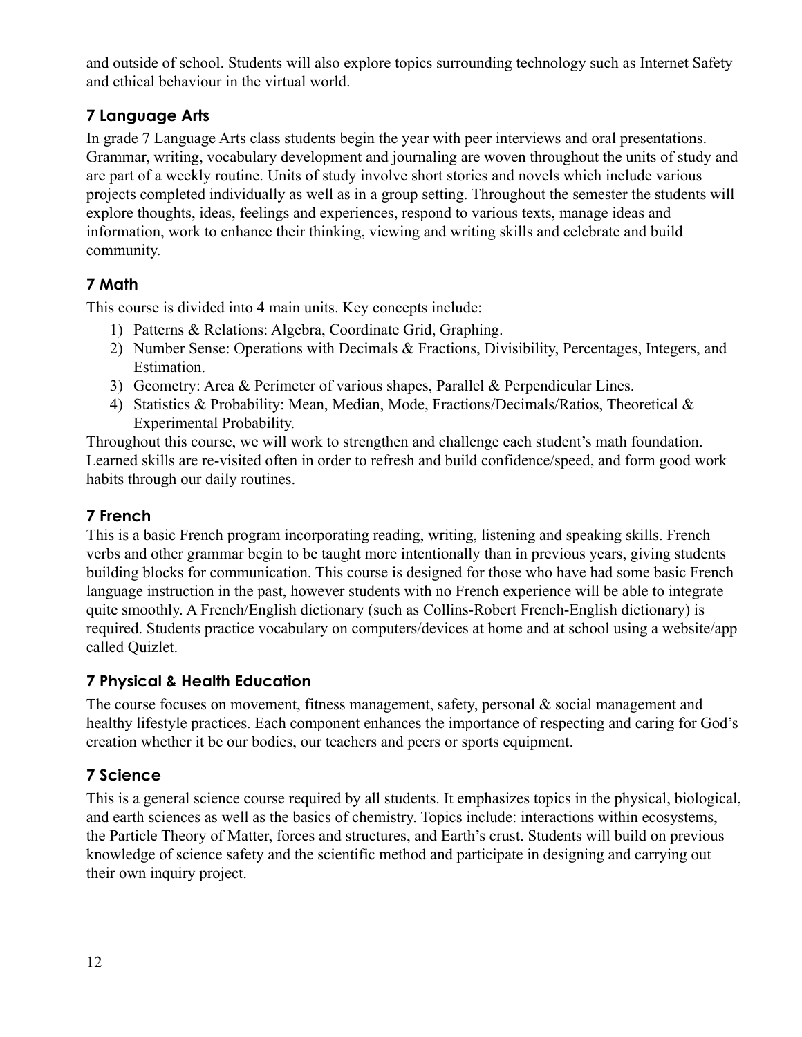and outside of school. Students will also explore topics surrounding technology such as Internet Safety and ethical behaviour in the virtual world.

### 7 Language Arts

In grade 7 Language Arts class students begin the year with peer interviews and oral presentations. Grammar, writing, vocabulary development and journaling are woven throughout the units of study and are part of a weekly routine. Units of study involve short stories and novels which include various projects completed individually as well as in a group setting. Throughout the semester the students will explore thoughts, ideas, feelings and experiences, respond to various texts, manage ideas and information, work to enhance their thinking, viewing and writing skills and celebrate and build community.

### 7 Math

This course is divided into 4 main units. Key concepts include:

1) Patterns & Relations: Algebra, Coordinate Grid, Graphing.
2) Number Sense: Operations with Decimals & Fractions, Divisibility, Percentages, Integers, and Estimation.
3) Geometry: Area & Perimeter of various shapes, Parallel & Perpendicular Lines.
4) Statistics & Probability: Mean, Median, Mode, Fractions/Decimals/Ratios, Theoretical & Experimental Probability.

Throughout this course, we will work to strengthen and challenge each student's math foundation. Learned skills are re-visited often in order to refresh and build confidence/speed, and form good work habits through our daily routines.

### 7 French

This is a basic French program incorporating reading, writing, listening and speaking skills. French verbs and other grammar begin to be taught more intentionally than in previous years, giving students building blocks for communication. This course is designed for those who have had some basic French language instruction in the past, however students with no French experience will be able to integrate quite smoothly. A French/English dictionary (such as Collins-Robert French-English dictionary) is required. Students practice vocabulary on computers/devices at home and at school using a website/app called Quizlet.

### 7 Physical & Health Education

The course focuses on movement, fitness management, safety, personal & social management and healthy lifestyle practices. Each component enhances the importance of respecting and caring for God's creation whether it be our bodies, our teachers and peers or sports equipment.

### 7 Science

This is a general science course required by all students. It emphasizes topics in the physical, biological, and earth sciences as well as the basics of chemistry. Topics include: interactions within ecosystems, the Particle Theory of Matter, forces and structures, and Earth's crust. Students will build on previous knowledge of science safety and the scientific method and participate in designing and carrying out their own inquiry project.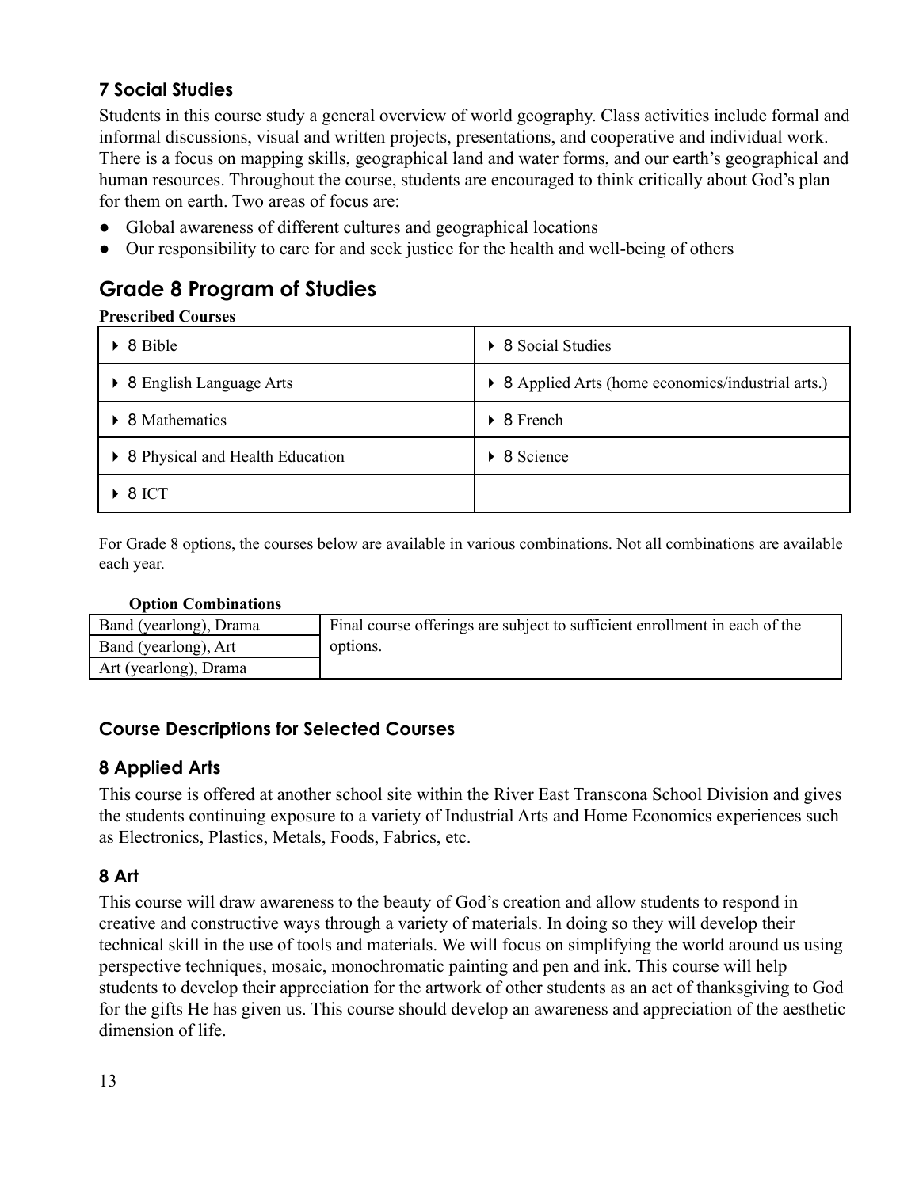### 7 Social Studies

Students in this course study a general overview of world geography. Class activities include formal and informal discussions, visual and written projects, presentations, and cooperative and individual work. There is a focus on mapping skills, geographical land and water forms, and our earth's geographical and human resources. Throughout the course, students are encouraged to think critically about God's plan for them on earth. Two areas of focus are:

- Global awareness of different cultures and geographical locations
- Our responsibility to care for and seek justice for the health and well-being of others

## Grade 8 Program of Studies

**Prescribed Courses**

| | |
|---|---|
| ▸ 8 Bible | ▸ 8 Social Studies |
| ▸ 8 English Language Arts | ▸ 8 Applied Arts (home economics/industrial arts.) |
| ▸ 8 Mathematics | ▸ 8 French |
| ▸ 8 Physical and Health Education | ▸ 8 Science |
| ▸ 8 ICT | |

For Grade 8 options, the courses below are available in various combinations. Not all combinations are available each year.

**Option Combinations**

| | |
|---|---|
| Band (yearlong), Drama | Final course offerings are subject to sufficient enrollment in each of the options. |
| Band (yearlong), Art | |
| Art (yearlong), Drama | |

### Course Descriptions for Selected Courses

### 8 Applied Arts

This course is offered at another school site within the River East Transcona School Division and gives the students continuing exposure to a variety of Industrial Arts and Home Economics experiences such as Electronics, Plastics, Metals, Foods, Fabrics, etc.

### 8 Art

This course will draw awareness to the beauty of God's creation and allow students to respond in creative and constructive ways through a variety of materials. In doing so they will develop their technical skill in the use of tools and materials. We will focus on simplifying the world around us using perspective techniques, mosaic, monochromatic painting and pen and ink. This course will help students to develop their appreciation for the artwork of other students as an act of thanksgiving to God for the gifts He has given us. This course should develop an awareness and appreciation of the aesthetic dimension of life.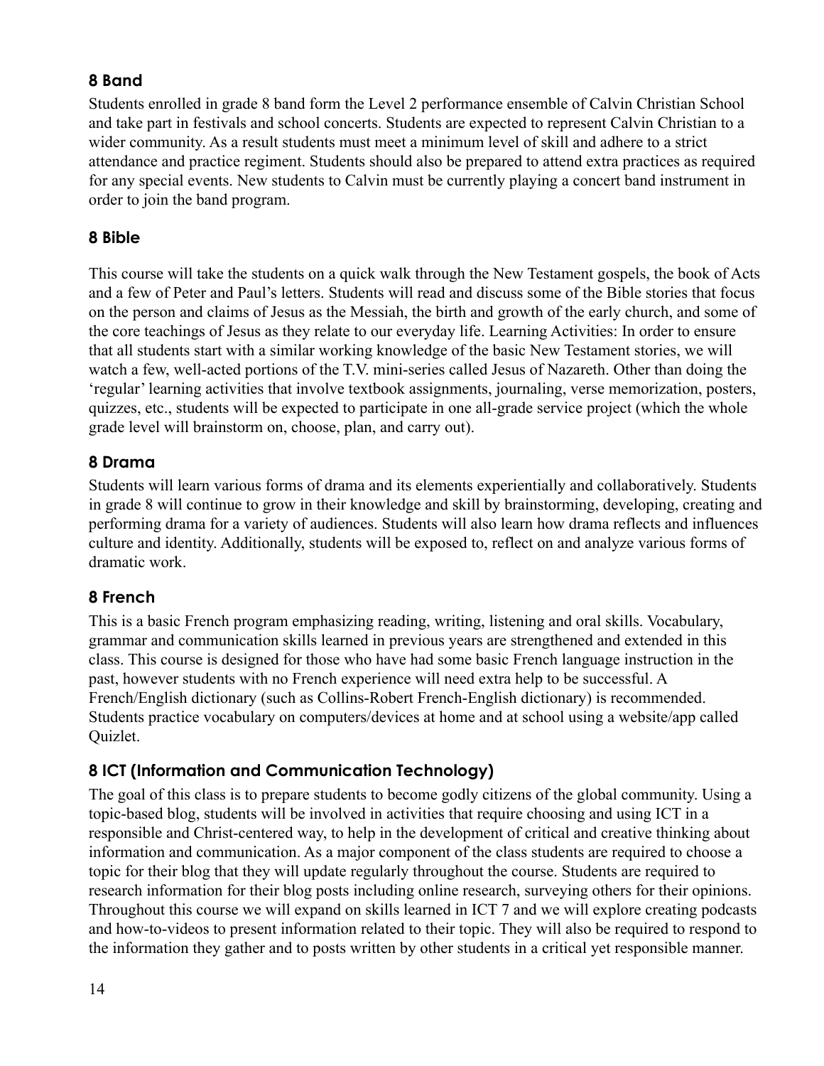## 8 Band

Students enrolled in grade 8 band form the Level 2 performance ensemble of Calvin Christian School and take part in festivals and school concerts. Students are expected to represent Calvin Christian to a wider community. As a result students must meet a minimum level of skill and adhere to a strict attendance and practice regiment. Students should also be prepared to attend extra practices as required for any special events. New students to Calvin must be currently playing a concert band instrument in order to join the band program.

## 8 Bible

This course will take the students on a quick walk through the New Testament gospels, the book of Acts and a few of Peter and Paul's letters. Students will read and discuss some of the Bible stories that focus on the person and claims of Jesus as the Messiah, the birth and growth of the early church, and some of the core teachings of Jesus as they relate to our everyday life. Learning Activities: In order to ensure that all students start with a similar working knowledge of the basic New Testament stories, we will watch a few, well-acted portions of the T.V. mini-series called Jesus of Nazareth. Other than doing the 'regular' learning activities that involve textbook assignments, journaling, verse memorization, posters, quizzes, etc., students will be expected to participate in one all-grade service project (which the whole grade level will brainstorm on, choose, plan, and carry out).

## 8 Drama

Students will learn various forms of drama and its elements experientially and collaboratively. Students in grade 8 will continue to grow in their knowledge and skill by brainstorming, developing, creating and performing drama for a variety of audiences. Students will also learn how drama reflects and influences culture and identity. Additionally, students will be exposed to, reflect on and analyze various forms of dramatic work.

## 8 French

This is a basic French program emphasizing reading, writing, listening and oral skills. Vocabulary, grammar and communication skills learned in previous years are strengthened and extended in this class. This course is designed for those who have had some basic French language instruction in the past, however students with no French experience will need extra help to be successful. A French/English dictionary (such as Collins-Robert French-English dictionary) is recommended. Students practice vocabulary on computers/devices at home and at school using a website/app called Quizlet.

## 8 ICT (Information and Communication Technology)

The goal of this class is to prepare students to become godly citizens of the global community. Using a topic-based blog, students will be involved in activities that require choosing and using ICT in a responsible and Christ-centered way, to help in the development of critical and creative thinking about information and communication. As a major component of the class students are required to choose a topic for their blog that they will update regularly throughout the course. Students are required to research information for their blog posts including online research, surveying others for their opinions. Throughout this course we will expand on skills learned in ICT 7 and we will explore creating podcasts and how-to-videos to present information related to their topic. They will also be required to respond to the information they gather and to posts written by other students in a critical yet responsible manner.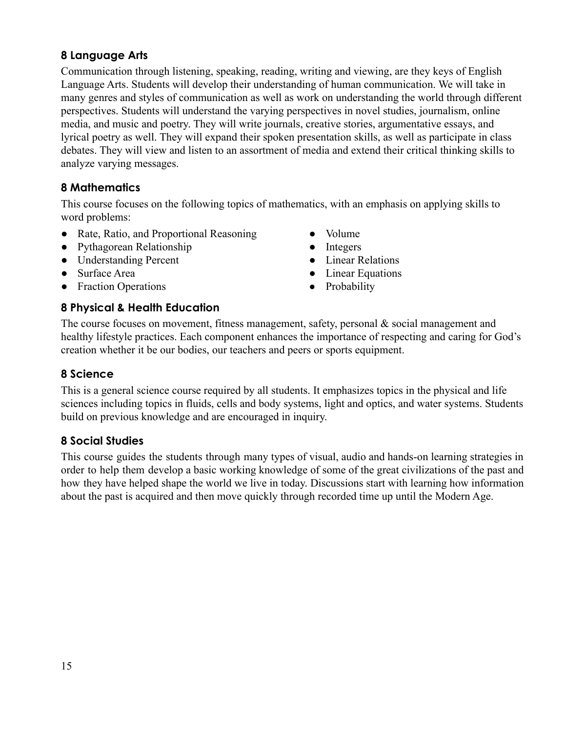## 8 Language Arts

Communication through listening, speaking, reading, writing and viewing, are they keys of English Language Arts. Students will develop their understanding of human communication. We will take in many genres and styles of communication as well as work on understanding the world through different perspectives. Students will understand the varying perspectives in novel studies, journalism, online media, and music and poetry. They will write journals, creative stories, argumentative essays, and lyrical poetry as well. They will expand their spoken presentation skills, as well as participate in class debates. They will view and listen to an assortment of media and extend their critical thinking skills to analyze varying messages.

## 8 Mathematics

This course focuses on the following topics of mathematics, with an emphasis on applying skills to word problems:

- Rate, Ratio, and Proportional Reasoning
- Pythagorean Relationship
- Understanding Percent
- Surface Area
- Fraction Operations
- Volume
- Integers
- Linear Relations
- Linear Equations
- Probability

## 8 Physical & Health Education

The course focuses on movement, fitness management, safety, personal & social management and healthy lifestyle practices. Each component enhances the importance of respecting and caring for God's creation whether it be our bodies, our teachers and peers or sports equipment.

## 8 Science

This is a general science course required by all students. It emphasizes topics in the physical and life sciences including topics in fluids, cells and body systems, light and optics, and water systems. Students build on previous knowledge and are encouraged in inquiry.

## 8 Social Studies

This course guides the students through many types of visual, audio and hands-on learning strategies in order to help them develop a basic working knowledge of some of the great civilizations of the past and how they have helped shape the world we live in today. Discussions start with learning how information about the past is acquired and then move quickly through recorded time up until the Modern Age.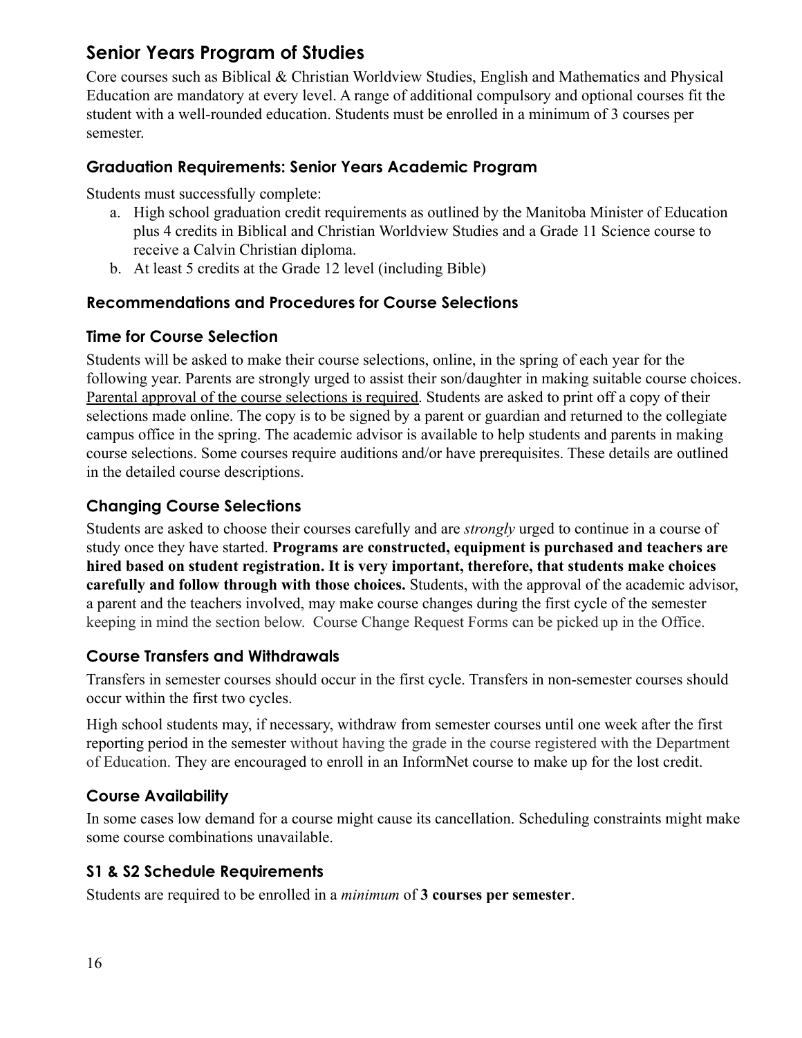# Senior Years Program of Studies

Core courses such as Biblical & Christian Worldview Studies, English and Mathematics and Physical Education are mandatory at every level. A range of additional compulsory and optional courses fit the student with a well-rounded education. Students must be enrolled in a minimum of 3 courses per semester.

## Graduation Requirements: Senior Years Academic Program

Students must successfully complete:

a. High school graduation credit requirements as outlined by the Manitoba Minister of Education plus 4 credits in Biblical and Christian Worldview Studies and a Grade 11 Science course to receive a Calvin Christian diploma.
b. At least 5 credits at the Grade 12 level (including Bible)

## Recommendations and Procedures for Course Selections

## Time for Course Selection

Students will be asked to make their course selections, online, in the spring of each year for the following year. Parents are strongly urged to assist their son/daughter in making suitable course choices. Parental approval of the course selections is required. Students are asked to print off a copy of their selections made online. The copy is to be signed by a parent or guardian and returned to the collegiate campus office in the spring. The academic advisor is available to help students and parents in making course selections. Some courses require auditions and/or have prerequisites. These details are outlined in the detailed course descriptions.

## Changing Course Selections

Students are asked to choose their courses carefully and are *strongly* urged to continue in a course of study once they have started. **Programs are constructed, equipment is purchased and teachers are hired based on student registration. It is very important, therefore, that students make choices carefully and follow through with those choices.** Students, with the approval of the academic advisor, a parent and the teachers involved, may make course changes during the first cycle of the semester keeping in mind the section below. Course Change Request Forms can be picked up in the Office.

## Course Transfers and Withdrawals

Transfers in semester courses should occur in the first cycle. Transfers in non-semester courses should occur within the first two cycles.

High school students may, if necessary, withdraw from semester courses until one week after the first reporting period in the semester without having the grade in the course registered with the Department of Education. They are encouraged to enroll in an InformNet course to make up for the lost credit.

## Course Availability

In some cases low demand for a course might cause its cancellation. Scheduling constraints might make some course combinations unavailable.

## S1 & S2 Schedule Requirements

Students are required to be enrolled in a *minimum* of **3 courses per semester**.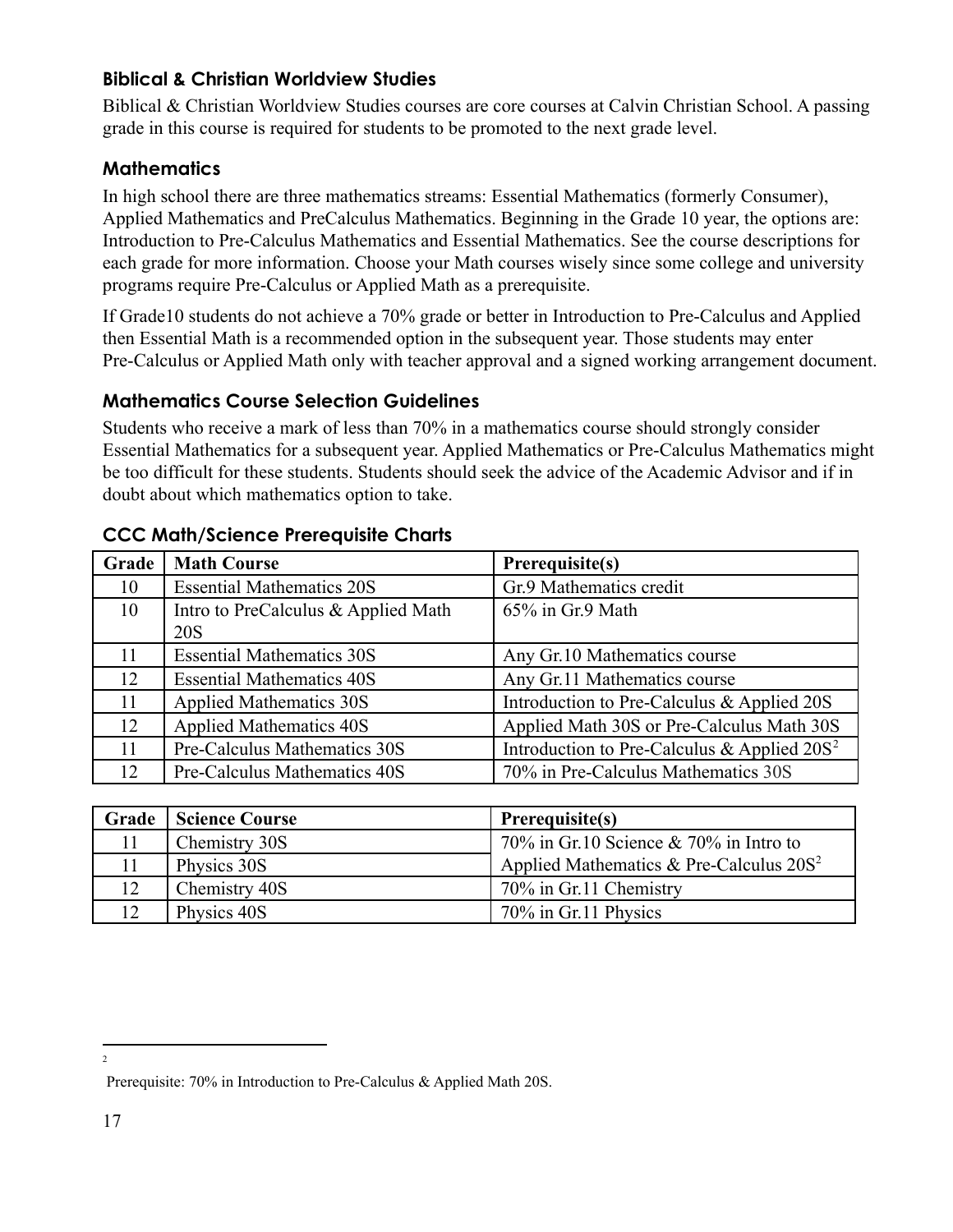### Biblical & Christian Worldview Studies

Biblical & Christian Worldview Studies courses are core courses at Calvin Christian School. A passing grade in this course is required for students to be promoted to the next grade level.

### Mathematics

In high school there are three mathematics streams: Essential Mathematics (formerly Consumer), Applied Mathematics and PreCalculus Mathematics. Beginning in the Grade 10 year, the options are: Introduction to Pre-Calculus Mathematics and Essential Mathematics. See the course descriptions for each grade for more information. Choose your Math courses wisely since some college and university programs require Pre-Calculus or Applied Math as a prerequisite.

If Grade10 students do not achieve a 70% grade or better in Introduction to Pre-Calculus and Applied then Essential Math is a recommended option in the subsequent year. Those students may enter Pre-Calculus or Applied Math only with teacher approval and a signed working arrangement document.

### Mathematics Course Selection Guidelines

Students who receive a mark of less than 70% in a mathematics course should strongly consider Essential Mathematics for a subsequent year. Applied Mathematics or Pre-Calculus Mathematics might be too difficult for these students. Students should seek the advice of the Academic Advisor and if in doubt about which mathematics option to take.

### CCC Math/Science Prerequisite Charts

| Grade | Math Course | Prerequisite(s) |
|---|---|---|
| 10 | Essential Mathematics 20S | Gr.9 Mathematics credit |
| 10 | Intro to PreCalculus & Applied Math 20S | 65% in Gr.9 Math |
| 11 | Essential Mathematics 30S | Any Gr.10 Mathematics course |
| 12 | Essential Mathematics 40S | Any Gr.11 Mathematics course |
| 11 | Applied Mathematics 30S | Introduction to Pre-Calculus & Applied 20S |
| 12 | Applied Mathematics 40S | Applied Math 30S or Pre-Calculus Math 30S |
| 11 | Pre-Calculus Mathematics 30S | Introduction to Pre-Calculus & Applied 20S[2] |
| 12 | Pre-Calculus Mathematics 40S | 70% in Pre-Calculus Mathematics 30S |

| Grade | Science Course | Prerequisite(s) |
|---|---|---|
| 11 | Chemistry 30S | 70% in Gr.10 Science & 70% in Intro to Applied Mathematics & Pre-Calculus 20S[2] |
| 11 | Physics 30S | |
| 12 | Chemistry 40S | 70% in Gr.11 Chemistry |
| 12 | Physics 40S | 70% in Gr.11 Physics |

[2] Prerequisite: 70% in Introduction to Pre-Calculus & Applied Math 20S.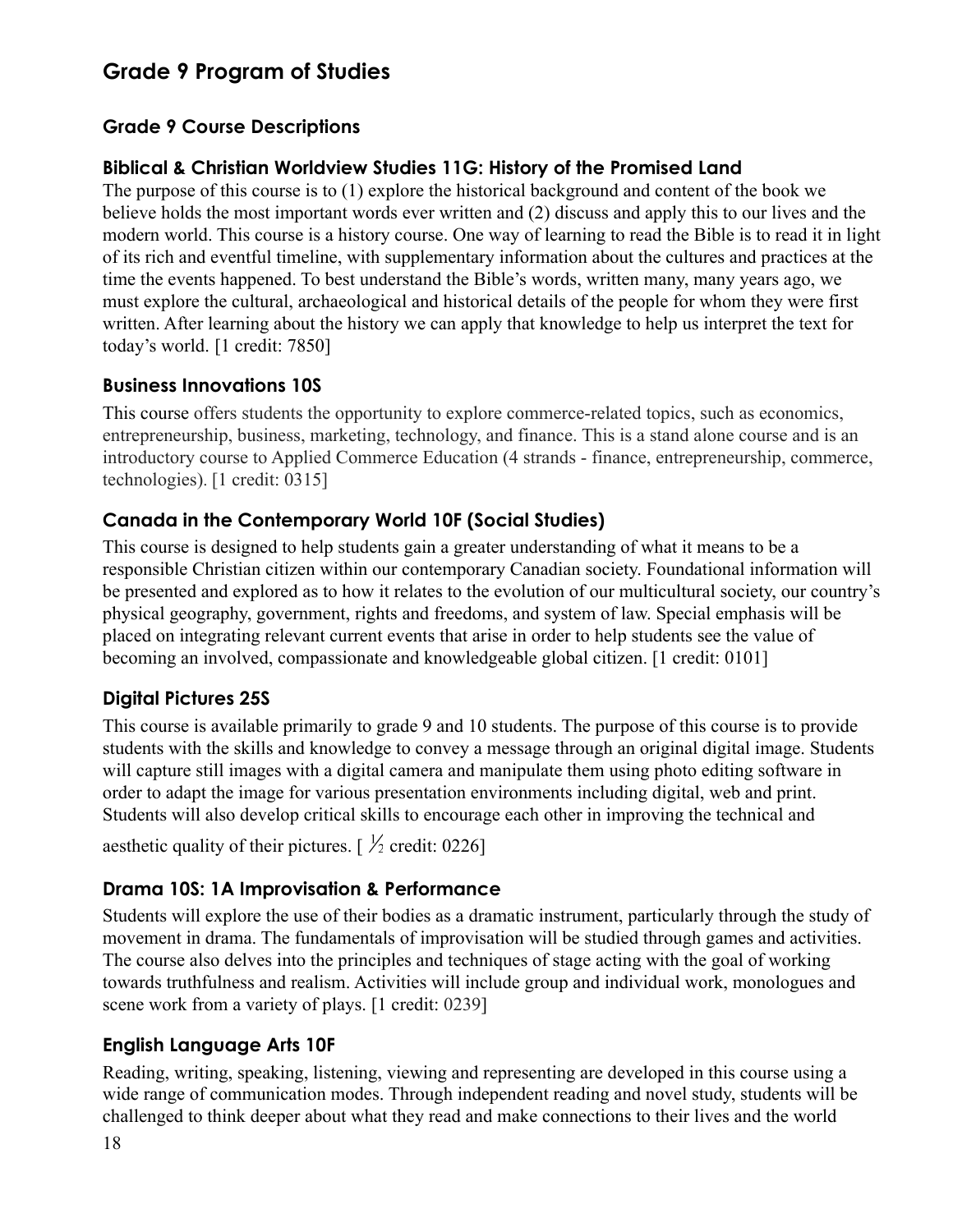# Grade 9 Program of Studies

## Grade 9 Course Descriptions

### Biblical & Christian Worldview Studies 11G: History of the Promised Land

The purpose of this course is to (1) explore the historical background and content of the book we believe holds the most important words ever written and (2) discuss and apply this to our lives and the modern world. This course is a history course. One way of learning to read the Bible is to read it in light of its rich and eventful timeline, with supplementary information about the cultures and practices at the time the events happened. To best understand the Bible's words, written many, many years ago, we must explore the cultural, archaeological and historical details of the people for whom they were first written. After learning about the history we can apply that knowledge to help us interpret the text for today's world. [1 credit: 7850]

### Business Innovations 10S

This course offers students the opportunity to explore commerce-related topics, such as economics, entrepreneurship, business, marketing, technology, and finance. This is a stand alone course and is an introductory course to Applied Commerce Education (4 strands - finance, entrepreneurship, commerce, technologies). [1 credit: 0315]

### Canada in the Contemporary World 10F (Social Studies)

This course is designed to help students gain a greater understanding of what it means to be a responsible Christian citizen within our contemporary Canadian society. Foundational information will be presented and explored as to how it relates to the evolution of our multicultural society, our country's physical geography, government, rights and freedoms, and system of law. Special emphasis will be placed on integrating relevant current events that arise in order to help students see the value of becoming an involved, compassionate and knowledgeable global citizen. [1 credit: 0101]

### Digital Pictures 25S

This course is available primarily to grade 9 and 10 students. The purpose of this course is to provide students with the skills and knowledge to convey a message through an original digital image. Students will capture still images with a digital camera and manipulate them using photo editing software in order to adapt the image for various presentation environments including digital, web and print. Students will also develop critical skills to encourage each other in improving the technical and aesthetic quality of their pictures. [ ½ credit: 0226]

### Drama 10S: 1A Improvisation & Performance

Students will explore the use of their bodies as a dramatic instrument, particularly through the study of movement in drama. The fundamentals of improvisation will be studied through games and activities. The course also delves into the principles and techniques of stage acting with the goal of working towards truthfulness and realism. Activities will include group and individual work, monologues and scene work from a variety of plays. [1 credit: 0239]

### English Language Arts 10F

Reading, writing, speaking, listening, viewing and representing are developed in this course using a wide range of communication modes. Through independent reading and novel study, students will be challenged to think deeper about what they read and make connections to their lives and the world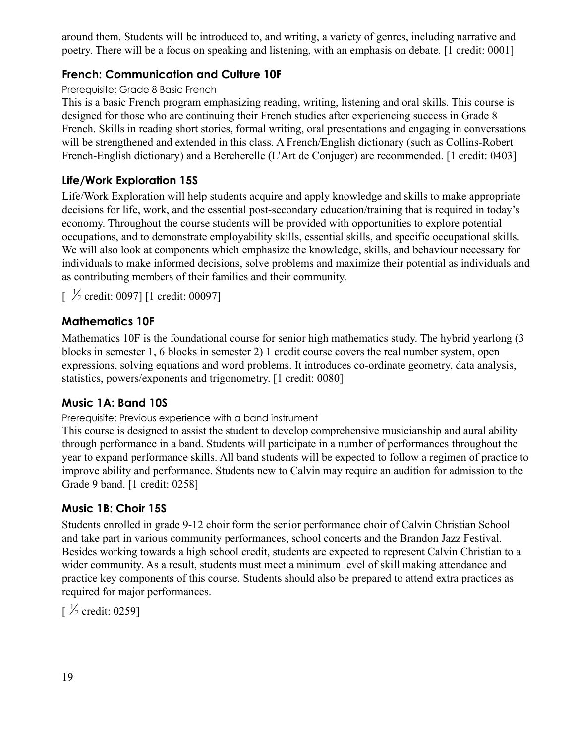around them. Students will be introduced to, and writing, a variety of genres, including narrative and poetry. There will be a focus on speaking and listening, with an emphasis on debate. [1 credit: 0001]

### French: Communication and Culture 10F

Prerequisite: Grade 8 Basic French

This is a basic French program emphasizing reading, writing, listening and oral skills. This course is designed for those who are continuing their French studies after experiencing success in Grade 8 French. Skills in reading short stories, formal writing, oral presentations and engaging in conversations will be strengthened and extended in this class. A French/English dictionary (such as Collins-Robert French-English dictionary) and a Bercherelle (L'Art de Conjuger) are recommended. [1 credit: 0403]

### Life/Work Exploration 15S

Life/Work Exploration will help students acquire and apply knowledge and skills to make appropriate decisions for life, work, and the essential post-secondary education/training that is required in today's economy. Throughout the course students will be provided with opportunities to explore potential occupations, and to demonstrate employability skills, essential skills, and specific occupational skills. We will also look at components which emphasize the knowledge, skills, and behaviour necessary for individuals to make informed decisions, solve problems and maximize their potential as individuals and as contributing members of their families and their community.

[ ½ credit: 0097] [1 credit: 00097]

### Mathematics 10F

Mathematics 10F is the foundational course for senior high mathematics study. The hybrid yearlong (3 blocks in semester 1, 6 blocks in semester 2) 1 credit course covers the real number system, open expressions, solving equations and word problems. It introduces co-ordinate geometry, data analysis, statistics, powers/exponents and trigonometry. [1 credit: 0080]

### Music 1A: Band 10S

Prerequisite: Previous experience with a band instrument

This course is designed to assist the student to develop comprehensive musicianship and aural ability through performance in a band. Students will participate in a number of performances throughout the year to expand performance skills. All band students will be expected to follow a regimen of practice to improve ability and performance. Students new to Calvin may require an audition for admission to the Grade 9 band. [1 credit: 0258]

### Music 1B: Choir 15S

Students enrolled in grade 9-12 choir form the senior performance choir of Calvin Christian School and take part in various community performances, school concerts and the Brandon Jazz Festival. Besides working towards a high school credit, students are expected to represent Calvin Christian to a wider community. As a result, students must meet a minimum level of skill making attendance and practice key components of this course. Students should also be prepared to attend extra practices as required for major performances.

[ ½ credit: 0259]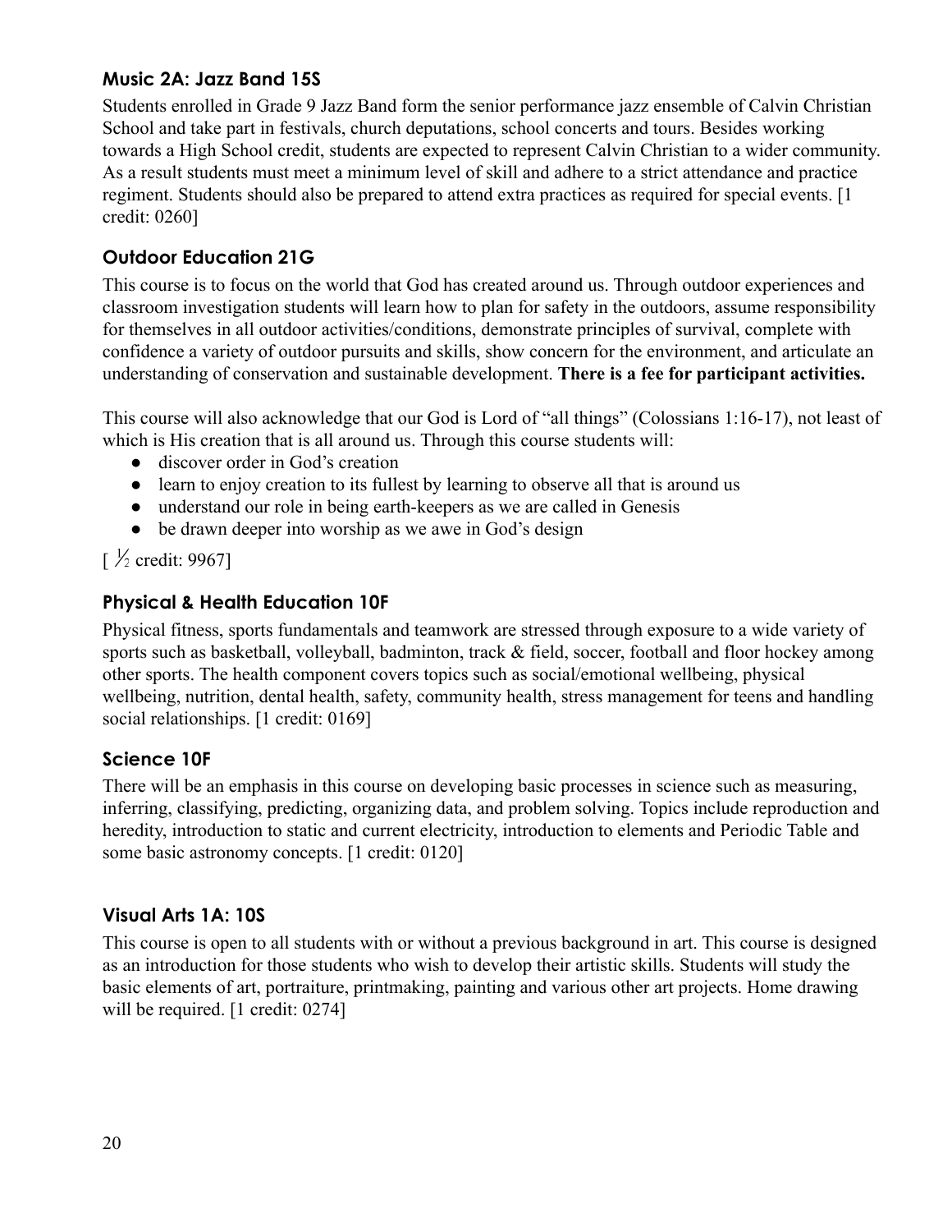### Music 2A: Jazz Band 15S

Students enrolled in Grade 9 Jazz Band form the senior performance jazz ensemble of Calvin Christian School and take part in festivals, church deputations, school concerts and tours. Besides working towards a High School credit, students are expected to represent Calvin Christian to a wider community. As a result students must meet a minimum level of skill and adhere to a strict attendance and practice regiment. Students should also be prepared to attend extra practices as required for special events. [1 credit: 0260]

### Outdoor Education 21G

This course is to focus on the world that God has created around us. Through outdoor experiences and classroom investigation students will learn how to plan for safety in the outdoors, assume responsibility for themselves in all outdoor activities/conditions, demonstrate principles of survival, complete with confidence a variety of outdoor pursuits and skills, show concern for the environment, and articulate an understanding of conservation and sustainable development. **There is a fee for participant activities.**

This course will also acknowledge that our God is Lord of "all things" (Colossians 1:16-17), not least of which is His creation that is all around us. Through this course students will:

- discover order in God's creation
- learn to enjoy creation to its fullest by learning to observe all that is around us
- understand our role in being earth-keepers as we are called in Genesis
- be drawn deeper into worship as we awe in God's design

[ ½ credit: 9967]

### Physical & Health Education 10F

Physical fitness, sports fundamentals and teamwork are stressed through exposure to a wide variety of sports such as basketball, volleyball, badminton, track & field, soccer, football and floor hockey among other sports. The health component covers topics such as social/emotional wellbeing, physical wellbeing, nutrition, dental health, safety, community health, stress management for teens and handling social relationships. [1 credit: 0169]

### Science 10F

There will be an emphasis in this course on developing basic processes in science such as measuring, inferring, classifying, predicting, organizing data, and problem solving. Topics include reproduction and heredity, introduction to static and current electricity, introduction to elements and Periodic Table and some basic astronomy concepts. [1 credit: 0120]

### Visual Arts 1A: 10S

This course is open to all students with or without a previous background in art. This course is designed as an introduction for those students who wish to develop their artistic skills. Students will study the basic elements of art, portraiture, printmaking, painting and various other art projects. Home drawing will be required. [1 credit: 0274]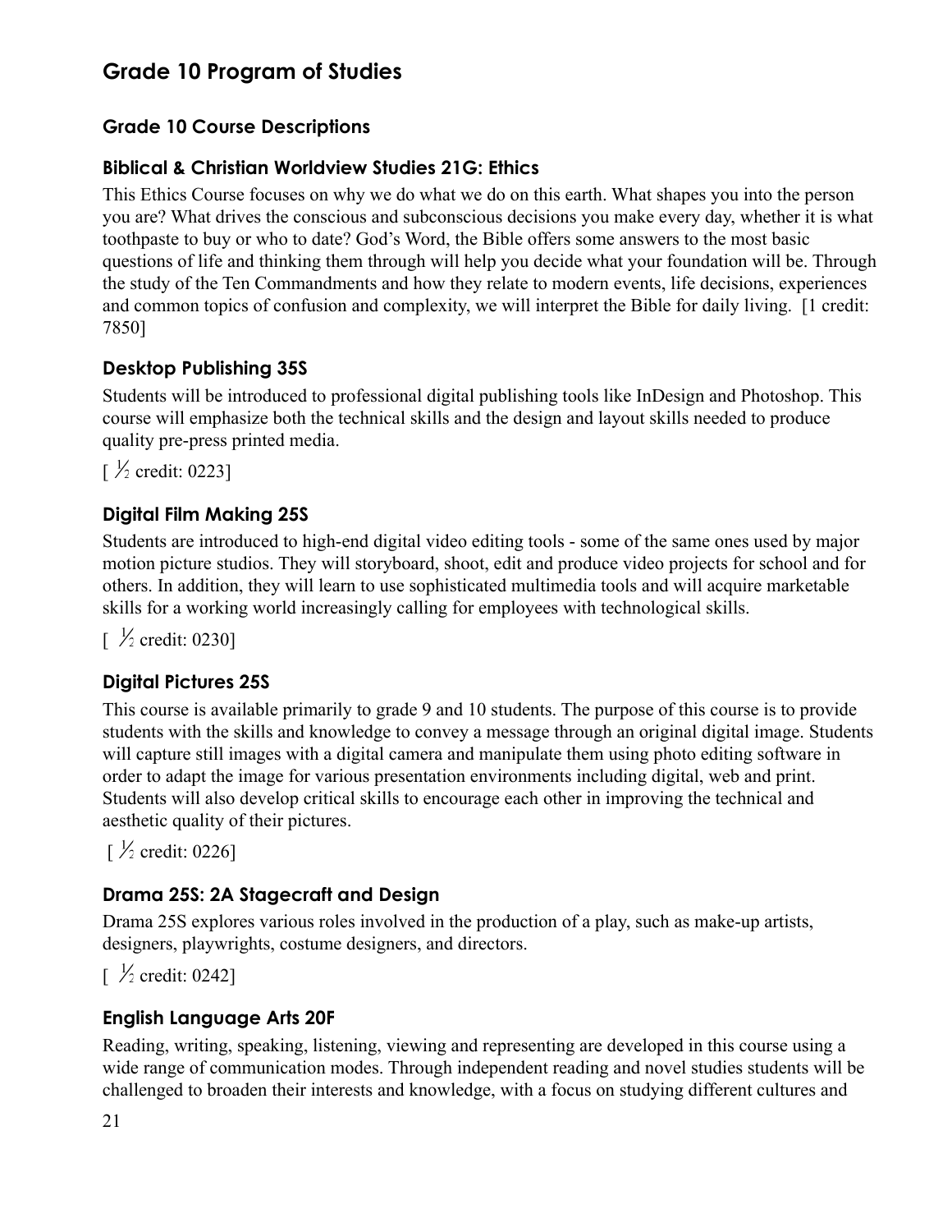# Grade 10 Program of Studies

## Grade 10 Course Descriptions

### Biblical & Christian Worldview Studies 21G: Ethics

This Ethics Course focuses on why we do what we do on this earth. What shapes you into the person you are? What drives the conscious and subconscious decisions you make every day, whether it is what toothpaste to buy or who to date? God's Word, the Bible offers some answers to the most basic questions of life and thinking them through will help you decide what your foundation will be. Through the study of the Ten Commandments and how they relate to modern events, life decisions, experiences and common topics of confusion and complexity, we will interpret the Bible for daily living. [1 credit: 7850]

### Desktop Publishing 35S

Students will be introduced to professional digital publishing tools like InDesign and Photoshop. This course will emphasize both the technical skills and the design and layout skills needed to produce quality pre-press printed media.

[ ½ credit: 0223]

### Digital Film Making 25S

Students are introduced to high-end digital video editing tools - some of the same ones used by major motion picture studios. They will storyboard, shoot, edit and produce video projects for school and for others. In addition, they will learn to use sophisticated multimedia tools and will acquire marketable skills for a working world increasingly calling for employees with technological skills.

[ ½ credit: 0230]

### Digital Pictures 25S

This course is available primarily to grade 9 and 10 students. The purpose of this course is to provide students with the skills and knowledge to convey a message through an original digital image. Students will capture still images with a digital camera and manipulate them using photo editing software in order to adapt the image for various presentation environments including digital, web and print. Students will also develop critical skills to encourage each other in improving the technical and aesthetic quality of their pictures.

[ ½ credit: 0226]

### Drama 25S: 2A Stagecraft and Design

Drama 25S explores various roles involved in the production of a play, such as make-up artists, designers, playwrights, costume designers, and directors.

[ ½ credit: 0242]

### English Language Arts 20F

Reading, writing, speaking, listening, viewing and representing are developed in this course using a wide range of communication modes. Through independent reading and novel studies students will be challenged to broaden their interests and knowledge, with a focus on studying different cultures and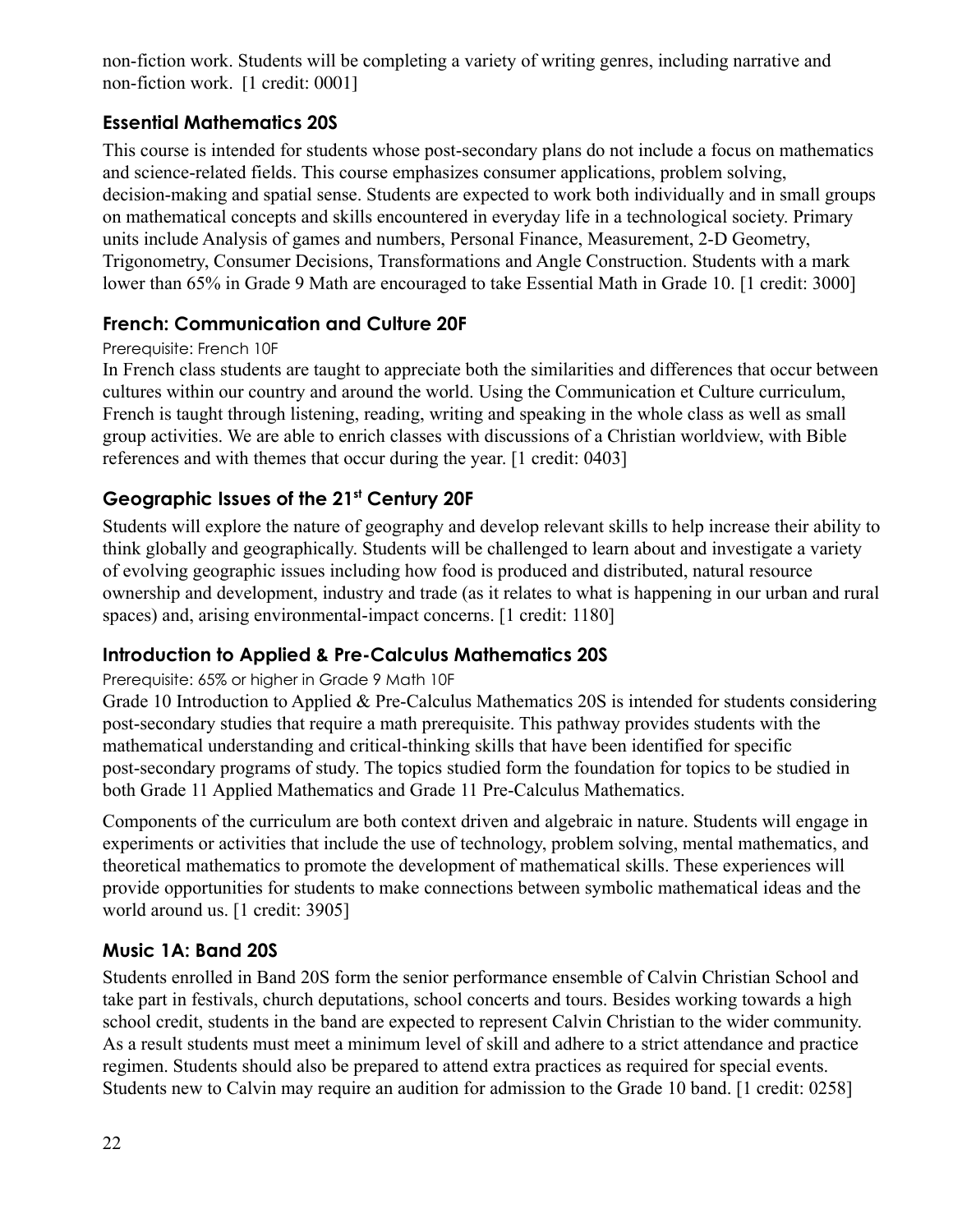non-fiction work. Students will be completing a variety of writing genres, including narrative and non-fiction work. [1 credit: 0001]

### Essential Mathematics 20S

This course is intended for students whose post-secondary plans do not include a focus on mathematics and science-related fields. This course emphasizes consumer applications, problem solving, decision-making and spatial sense. Students are expected to work both individually and in small groups on mathematical concepts and skills encountered in everyday life in a technological society. Primary units include Analysis of games and numbers, Personal Finance, Measurement, 2-D Geometry, Trigonometry, Consumer Decisions, Transformations and Angle Construction. Students with a mark lower than 65% in Grade 9 Math are encouraged to take Essential Math in Grade 10. [1 credit: 3000]

### French: Communication and Culture 20F

Prerequisite: French 10F

In French class students are taught to appreciate both the similarities and differences that occur between cultures within our country and around the world. Using the Communication et Culture curriculum, French is taught through listening, reading, writing and speaking in the whole class as well as small group activities. We are able to enrich classes with discussions of a Christian worldview, with Bible references and with themes that occur during the year. [1 credit: 0403]

### Geographic Issues of the 21st Century 20F

Students will explore the nature of geography and develop relevant skills to help increase their ability to think globally and geographically. Students will be challenged to learn about and investigate a variety of evolving geographic issues including how food is produced and distributed, natural resource ownership and development, industry and trade (as it relates to what is happening in our urban and rural spaces) and, arising environmental-impact concerns. [1 credit: 1180]

### Introduction to Applied & Pre-Calculus Mathematics 20S

Prerequisite: 65% or higher in Grade 9 Math 10F

Grade 10 Introduction to Applied & Pre-Calculus Mathematics 20S is intended for students considering post-secondary studies that require a math prerequisite. This pathway provides students with the mathematical understanding and critical-thinking skills that have been identified for specific post-secondary programs of study. The topics studied form the foundation for topics to be studied in both Grade 11 Applied Mathematics and Grade 11 Pre-Calculus Mathematics.

Components of the curriculum are both context driven and algebraic in nature. Students will engage in experiments or activities that include the use of technology, problem solving, mental mathematics, and theoretical mathematics to promote the development of mathematical skills. These experiences will provide opportunities for students to make connections between symbolic mathematical ideas and the world around us. [1 credit: 3905]

### Music 1A: Band 20S

Students enrolled in Band 20S form the senior performance ensemble of Calvin Christian School and take part in festivals, church deputations, school concerts and tours. Besides working towards a high school credit, students in the band are expected to represent Calvin Christian to the wider community. As a result students must meet a minimum level of skill and adhere to a strict attendance and practice regimen. Students should also be prepared to attend extra practices as required for special events. Students new to Calvin may require an audition for admission to the Grade 10 band. [1 credit: 0258]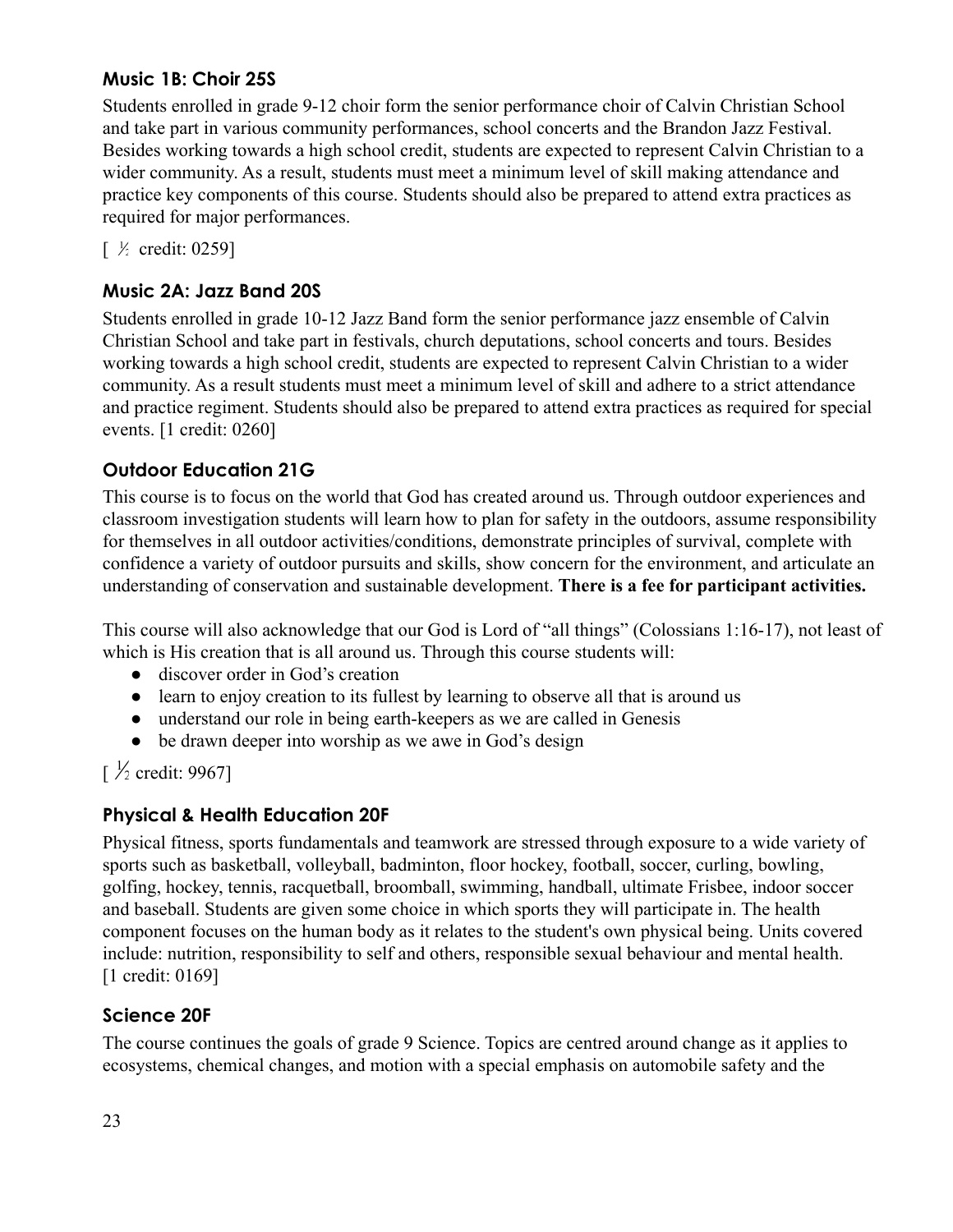### Music 1B: Choir 25S

Students enrolled in grade 9-12 choir form the senior performance choir of Calvin Christian School and take part in various community performances, school concerts and the Brandon Jazz Festival. Besides working towards a high school credit, students are expected to represent Calvin Christian to a wider community. As a result, students must meet a minimum level of skill making attendance and practice key components of this course. Students should also be prepared to attend extra practices as required for major performances.

[ ½ credit: 0259]

### Music 2A: Jazz Band 20S

Students enrolled in grade 10-12 Jazz Band form the senior performance jazz ensemble of Calvin Christian School and take part in festivals, church deputations, school concerts and tours. Besides working towards a high school credit, students are expected to represent Calvin Christian to a wider community. As a result students must meet a minimum level of skill and adhere to a strict attendance and practice regiment. Students should also be prepared to attend extra practices as required for special events. [1 credit: 0260]

### Outdoor Education 21G

This course is to focus on the world that God has created around us. Through outdoor experiences and classroom investigation students will learn how to plan for safety in the outdoors, assume responsibility for themselves in all outdoor activities/conditions, demonstrate principles of survival, complete with confidence a variety of outdoor pursuits and skills, show concern for the environment, and articulate an understanding of conservation and sustainable development. **There is a fee for participant activities.**

This course will also acknowledge that our God is Lord of "all things" (Colossians 1:16-17), not least of which is His creation that is all around us. Through this course students will:

- discover order in God's creation
- learn to enjoy creation to its fullest by learning to observe all that is around us
- understand our role in being earth-keepers as we are called in Genesis
- be drawn deeper into worship as we awe in God's design

[ ½ credit: 9967]

### Physical & Health Education 20F

Physical fitness, sports fundamentals and teamwork are stressed through exposure to a wide variety of sports such as basketball, volleyball, badminton, floor hockey, football, soccer, curling, bowling, golfing, hockey, tennis, racquetball, broomball, swimming, handball, ultimate Frisbee, indoor soccer and baseball. Students are given some choice in which sports they will participate in. The health component focuses on the human body as it relates to the student's own physical being. Units covered include: nutrition, responsibility to self and others, responsible sexual behaviour and mental health. [1 credit: 0169]

### Science 20F

The course continues the goals of grade 9 Science. Topics are centred around change as it applies to ecosystems, chemical changes, and motion with a special emphasis on automobile safety and the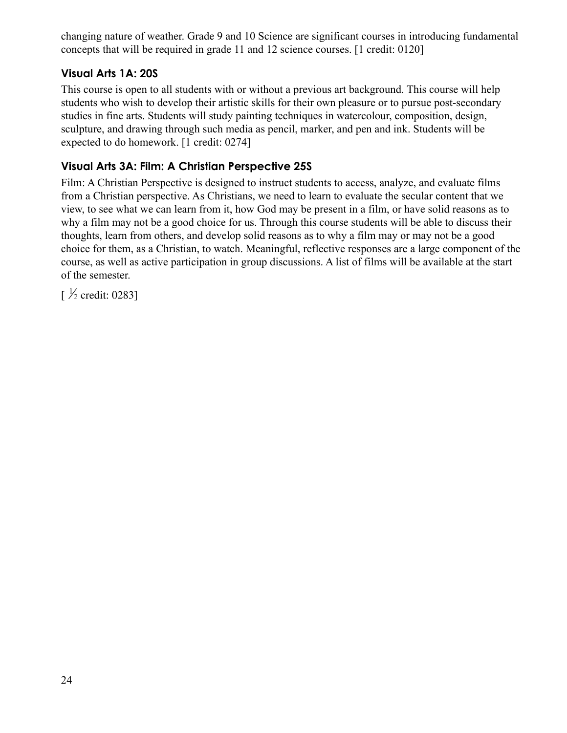changing nature of weather. Grade 9 and 10 Science are significant courses in introducing fundamental concepts that will be required in grade 11 and 12 science courses. [1 credit: 0120]

### Visual Arts 1A: 20S

This course is open to all students with or without a previous art background. This course will help students who wish to develop their artistic skills for their own pleasure or to pursue post-secondary studies in fine arts. Students will study painting techniques in watercolour, composition, design, sculpture, and drawing through such media as pencil, marker, and pen and ink. Students will be expected to do homework. [1 credit: 0274]

### Visual Arts 3A: Film: A Christian Perspective 25S

Film: A Christian Perspective is designed to instruct students to access, analyze, and evaluate films from a Christian perspective. As Christians, we need to learn to evaluate the secular content that we view, to see what we can learn from it, how God may be present in a film, or have solid reasons as to why a film may not be a good choice for us. Through this course students will be able to discuss their thoughts, learn from others, and develop solid reasons as to why a film may or may not be a good choice for them, as a Christian, to watch. Meaningful, reflective responses are a large component of the course, as well as active participation in group discussions. A list of films will be available at the start of the semester.

[ ½ credit: 0283]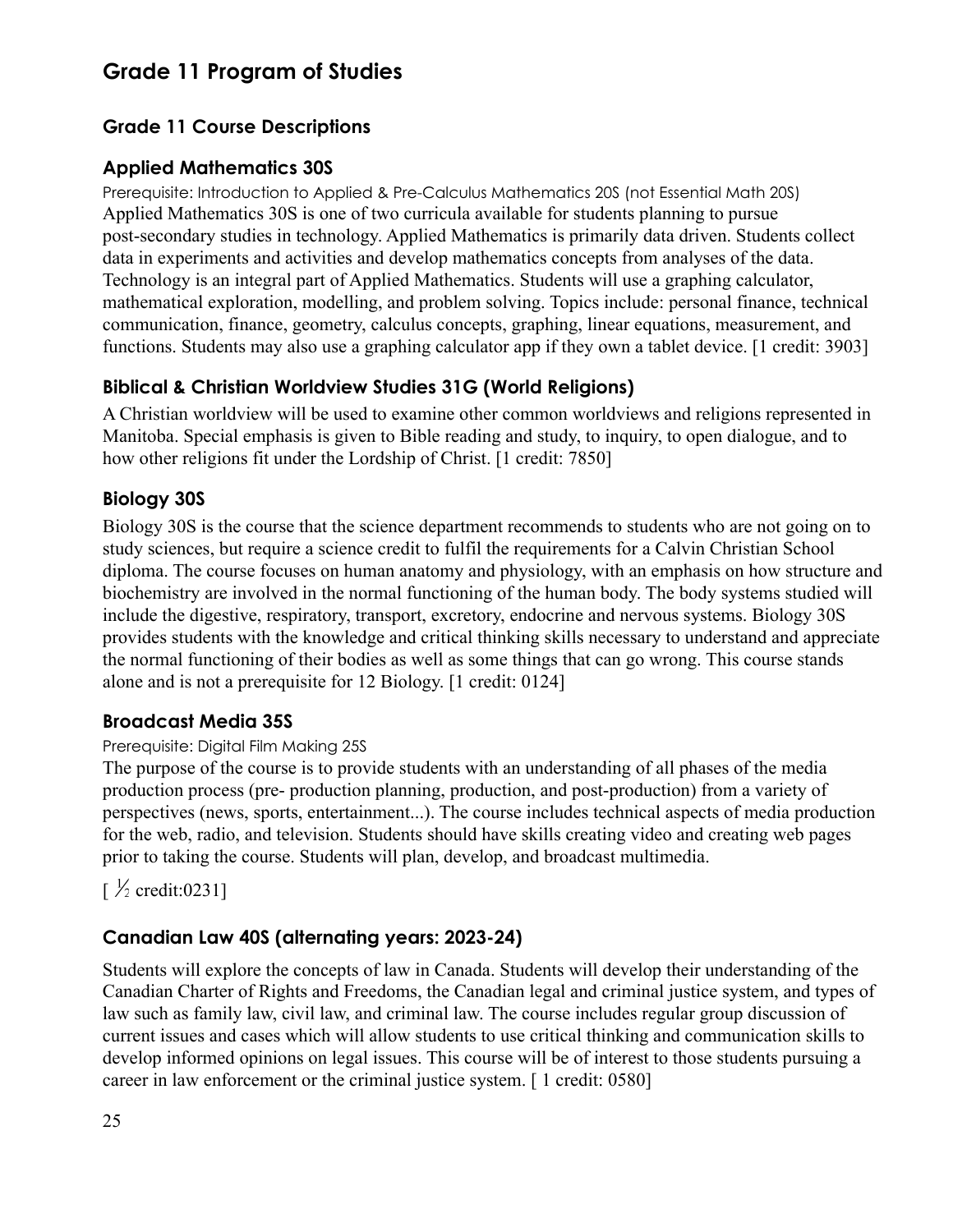# Grade 11 Program of Studies

## Grade 11 Course Descriptions

### Applied Mathematics 30S

Prerequisite: Introduction to Applied & Pre-Calculus Mathematics 20S (not Essential Math 20S)

Applied Mathematics 30S is one of two curricula available for students planning to pursue post-secondary studies in technology. Applied Mathematics is primarily data driven. Students collect data in experiments and activities and develop mathematics concepts from analyses of the data. Technology is an integral part of Applied Mathematics. Students will use a graphing calculator, mathematical exploration, modelling, and problem solving. Topics include: personal finance, technical communication, finance, geometry, calculus concepts, graphing, linear equations, measurement, and functions. Students may also use a graphing calculator app if they own a tablet device. [1 credit: 3903]

### Biblical & Christian Worldview Studies 31G (World Religions)

A Christian worldview will be used to examine other common worldviews and religions represented in Manitoba. Special emphasis is given to Bible reading and study, to inquiry, to open dialogue, and to how other religions fit under the Lordship of Christ. [1 credit: 7850]

### Biology 30S

Biology 30S is the course that the science department recommends to students who are not going on to study sciences, but require a science credit to fulfil the requirements for a Calvin Christian School diploma. The course focuses on human anatomy and physiology, with an emphasis on how structure and biochemistry are involved in the normal functioning of the human body. The body systems studied will include the digestive, respiratory, transport, excretory, endocrine and nervous systems. Biology 30S provides students with the knowledge and critical thinking skills necessary to understand and appreciate the normal functioning of their bodies as well as some things that can go wrong. This course stands alone and is not a prerequisite for 12 Biology. [1 credit: 0124]

### Broadcast Media 35S

Prerequisite: Digital Film Making 25S

The purpose of the course is to provide students with an understanding of all phases of the media production process (pre- production planning, production, and post-production) from a variety of perspectives (news, sports, entertainment...). The course includes technical aspects of media production for the web, radio, and television. Students should have skills creating video and creating web pages prior to taking the course. Students will plan, develop, and broadcast multimedia.

[ ½ credit:0231]

### Canadian Law 40S (alternating years: 2023-24)

Students will explore the concepts of law in Canada. Students will develop their understanding of the Canadian Charter of Rights and Freedoms, the Canadian legal and criminal justice system, and types of law such as family law, civil law, and criminal law. The course includes regular group discussion of current issues and cases which will allow students to use critical thinking and communication skills to develop informed opinions on legal issues. This course will be of interest to those students pursuing a career in law enforcement or the criminal justice system. [ 1 credit: 0580]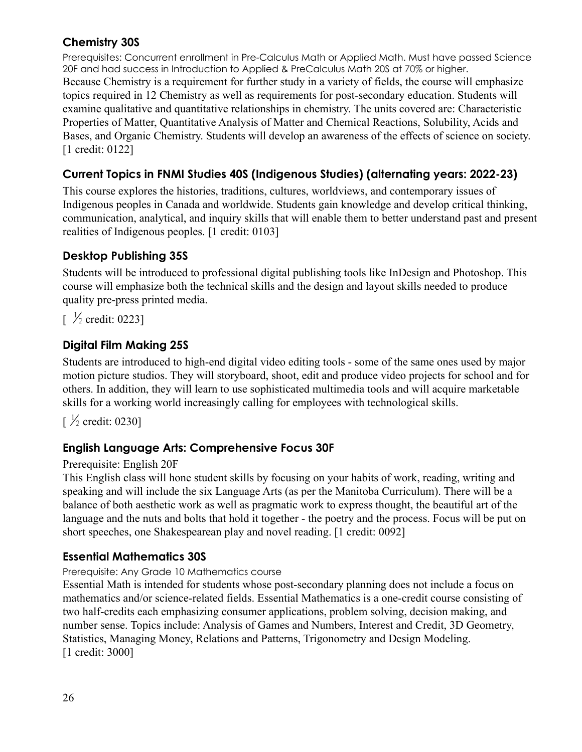### Chemistry 30S

Prerequisites: Concurrent enrollment in Pre-Calculus Math or Applied Math. Must have passed Science 20F and had success in Introduction to Applied & PreCalculus Math 20S at 70% or higher.

Because Chemistry is a requirement for further study in a variety of fields, the course will emphasize topics required in 12 Chemistry as well as requirements for post-secondary education. Students will examine qualitative and quantitative relationships in chemistry. The units covered are: Characteristic Properties of Matter, Quantitative Analysis of Matter and Chemical Reactions, Solubility, Acids and Bases, and Organic Chemistry. Students will develop an awareness of the effects of science on society. [1 credit: 0122]

### Current Topics in FNMI Studies 40S (Indigenous Studies) (alternating years: 2022-23)

This course explores the histories, traditions, cultures, worldviews, and contemporary issues of Indigenous peoples in Canada and worldwide. Students gain knowledge and develop critical thinking, communication, analytical, and inquiry skills that will enable them to better understand past and present realities of Indigenous peoples. [1 credit: 0103]

### Desktop Publishing 35S

Students will be introduced to professional digital publishing tools like InDesign and Photoshop. This course will emphasize both the technical skills and the design and layout skills needed to produce quality pre-press printed media.

[ ½ credit: 0223]

### Digital Film Making 25S

Students are introduced to high-end digital video editing tools - some of the same ones used by major motion picture studios. They will storyboard, shoot, edit and produce video projects for school and for others. In addition, they will learn to use sophisticated multimedia tools and will acquire marketable skills for a working world increasingly calling for employees with technological skills.

[ ½ credit: 0230]

### English Language Arts: Comprehensive Focus 30F

Prerequisite: English 20F

This English class will hone student skills by focusing on your habits of work, reading, writing and speaking and will include the six Language Arts (as per the Manitoba Curriculum). There will be a balance of both aesthetic work as well as pragmatic work to express thought, the beautiful art of the language and the nuts and bolts that hold it together - the poetry and the process. Focus will be put on short speeches, one Shakespearean play and novel reading. [1 credit: 0092]

### Essential Mathematics 30S

Prerequisite: Any Grade 10 Mathematics course

Essential Math is intended for students whose post-secondary planning does not include a focus on mathematics and/or science-related fields. Essential Mathematics is a one-credit course consisting of two half-credits each emphasizing consumer applications, problem solving, decision making, and number sense. Topics include: Analysis of Games and Numbers, Interest and Credit, 3D Geometry, Statistics, Managing Money, Relations and Patterns, Trigonometry and Design Modeling.
[1 credit: 3000]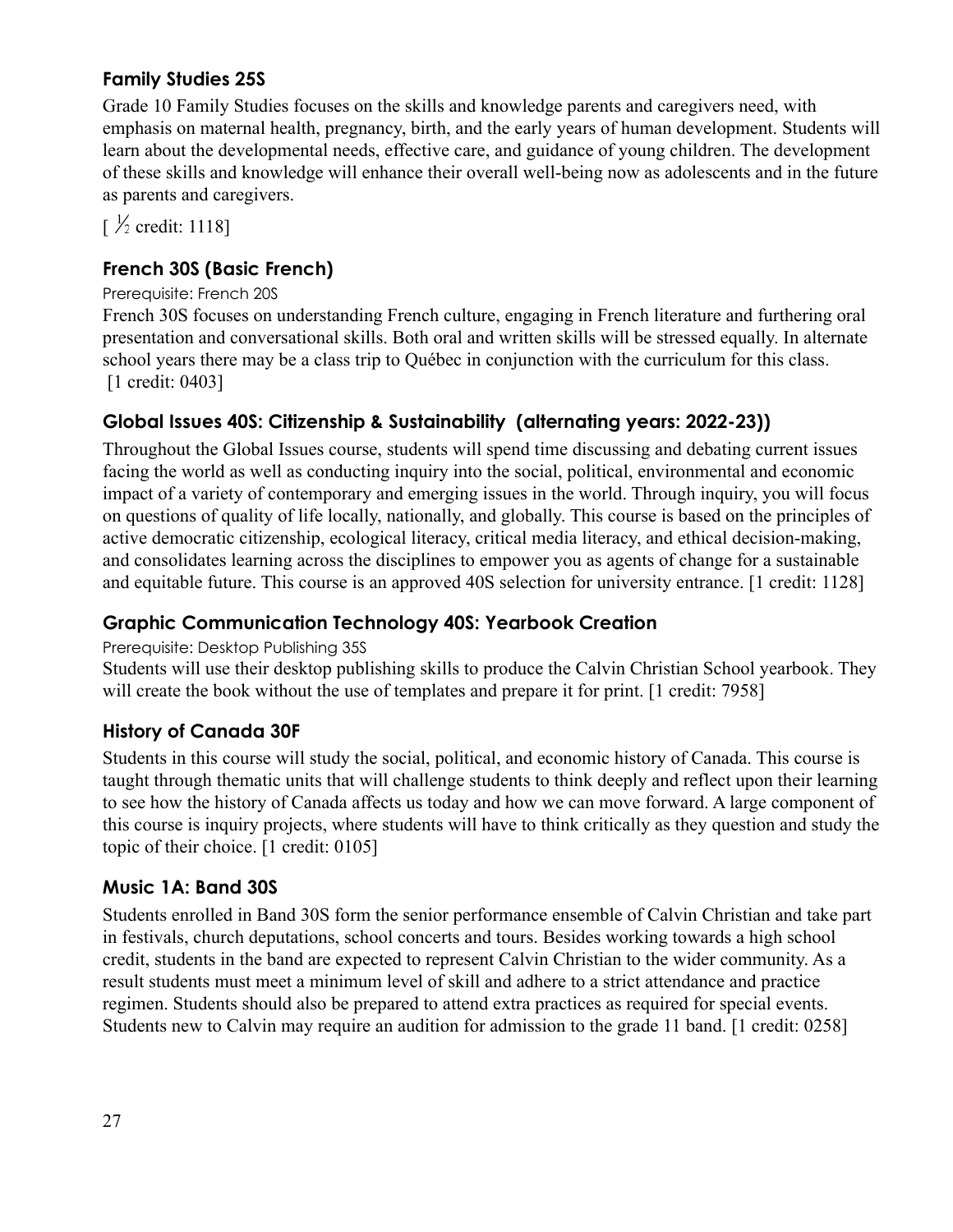### Family Studies 25S

Grade 10 Family Studies focuses on the skills and knowledge parents and caregivers need, with emphasis on maternal health, pregnancy, birth, and the early years of human development. Students will learn about the developmental needs, effective care, and guidance of young children. The development of these skills and knowledge will enhance their overall well-being now as adolescents and in the future as parents and caregivers.

[ ½ credit: 1118]

### French 30S (Basic French)

Prerequisite: French 20S

French 30S focuses on understanding French culture, engaging in French literature and furthering oral presentation and conversational skills. Both oral and written skills will be stressed equally. In alternate school years there may be a class trip to Québec in conjunction with the curriculum for this class. [1 credit: 0403]

### Global Issues 40S: Citizenship & Sustainability (alternating years: 2022-23))

Throughout the Global Issues course, students will spend time discussing and debating current issues facing the world as well as conducting inquiry into the social, political, environmental and economic impact of a variety of contemporary and emerging issues in the world. Through inquiry, you will focus on questions of quality of life locally, nationally, and globally. This course is based on the principles of active democratic citizenship, ecological literacy, critical media literacy, and ethical decision-making, and consolidates learning across the disciplines to empower you as agents of change for a sustainable and equitable future. This course is an approved 40S selection for university entrance. [1 credit: 1128]

### Graphic Communication Technology 40S: Yearbook Creation

Prerequisite: Desktop Publishing 35S

Students will use their desktop publishing skills to produce the Calvin Christian School yearbook. They will create the book without the use of templates and prepare it for print. [1 credit: 7958]

### History of Canada 30F

Students in this course will study the social, political, and economic history of Canada. This course is taught through thematic units that will challenge students to think deeply and reflect upon their learning to see how the history of Canada affects us today and how we can move forward. A large component of this course is inquiry projects, where students will have to think critically as they question and study the topic of their choice. [1 credit: 0105]

### Music 1A: Band 30S

Students enrolled in Band 30S form the senior performance ensemble of Calvin Christian and take part in festivals, church deputations, school concerts and tours. Besides working towards a high school credit, students in the band are expected to represent Calvin Christian to the wider community. As a result students must meet a minimum level of skill and adhere to a strict attendance and practice regimen. Students should also be prepared to attend extra practices as required for special events. Students new to Calvin may require an audition for admission to the grade 11 band. [1 credit: 0258]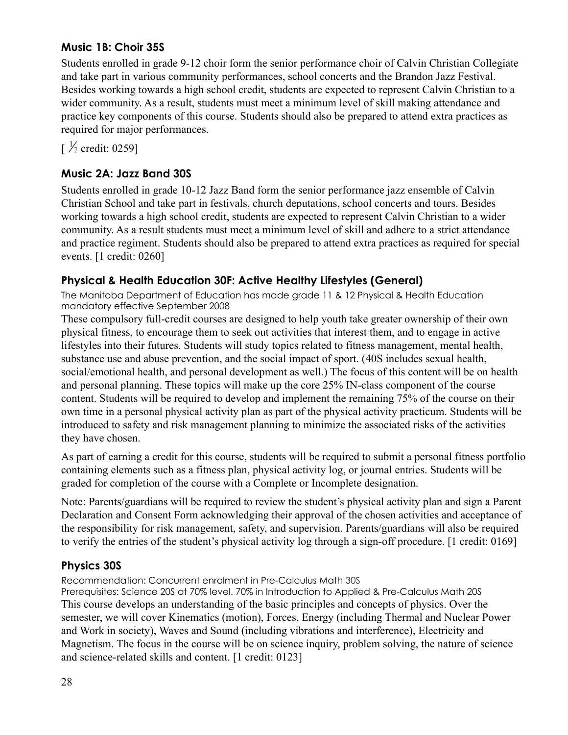### Music 1B: Choir 35S

Students enrolled in grade 9-12 choir form the senior performance choir of Calvin Christian Collegiate and take part in various community performances, school concerts and the Brandon Jazz Festival. Besides working towards a high school credit, students are expected to represent Calvin Christian to a wider community. As a result, students must meet a minimum level of skill making attendance and practice key components of this course. Students should also be prepared to attend extra practices as required for major performances.

[ ½ credit: 0259]

### Music 2A: Jazz Band 30S

Students enrolled in grade 10-12 Jazz Band form the senior performance jazz ensemble of Calvin Christian School and take part in festivals, church deputations, school concerts and tours. Besides working towards a high school credit, students are expected to represent Calvin Christian to a wider community. As a result students must meet a minimum level of skill and adhere to a strict attendance and practice regiment. Students should also be prepared to attend extra practices as required for special events. [1 credit: 0260]

### Physical & Health Education 30F: Active Healthy Lifestyles (General)

The Manitoba Department of Education has made grade 11 & 12 Physical & Health Education mandatory effective September 2008

These compulsory full-credit courses are designed to help youth take greater ownership of their own physical fitness, to encourage them to seek out activities that interest them, and to engage in active lifestyles into their futures. Students will study topics related to fitness management, mental health, substance use and abuse prevention, and the social impact of sport. (40S includes sexual health, social/emotional health, and personal development as well.) The focus of this content will be on health and personal planning. These topics will make up the core 25% IN-class component of the course content. Students will be required to develop and implement the remaining 75% of the course on their own time in a personal physical activity plan as part of the physical activity practicum. Students will be introduced to safety and risk management planning to minimize the associated risks of the activities they have chosen.

As part of earning a credit for this course, students will be required to submit a personal fitness portfolio containing elements such as a fitness plan, physical activity log, or journal entries. Students will be graded for completion of the course with a Complete or Incomplete designation.

Note: Parents/guardians will be required to review the student's physical activity plan and sign a Parent Declaration and Consent Form acknowledging their approval of the chosen activities and acceptance of the responsibility for risk management, safety, and supervision. Parents/guardians will also be required to verify the entries of the student's physical activity log through a sign-off procedure. [1 credit: 0169]

### Physics 30S

Recommendation: Concurrent enrolment in Pre-Calculus Math 30S
Prerequisites: Science 20S at 70% level. 70% in Introduction to Applied & Pre-Calculus Math 20S

This course develops an understanding of the basic principles and concepts of physics. Over the semester, we will cover Kinematics (motion), Forces, Energy (including Thermal and Nuclear Power and Work in society), Waves and Sound (including vibrations and interference), Electricity and Magnetism. The focus in the course will be on science inquiry, problem solving, the nature of science and science-related skills and content. [1 credit: 0123]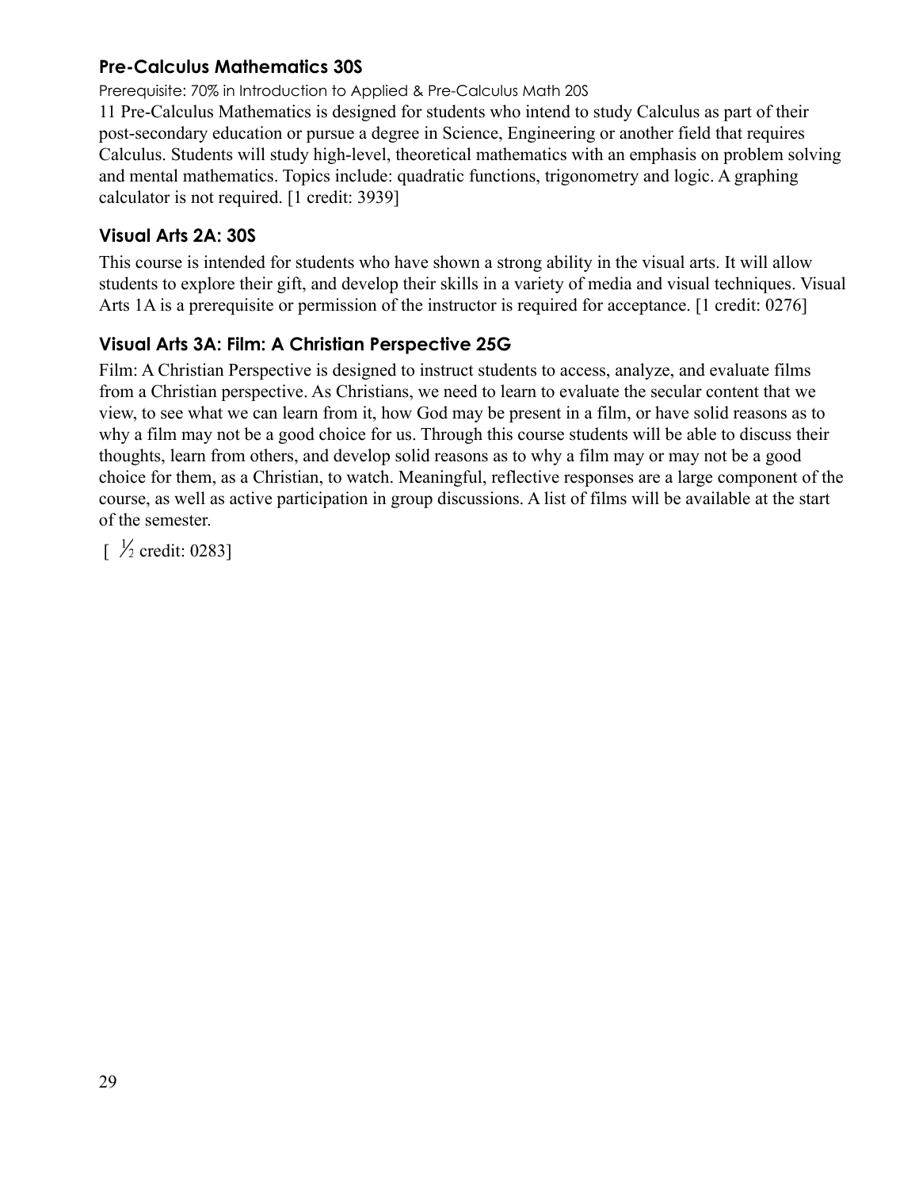### Pre-Calculus Mathematics 30S

Prerequisite: 70% in Introduction to Applied & Pre-Calculus Math 20S

11 Pre-Calculus Mathematics is designed for students who intend to study Calculus as part of their post-secondary education or pursue a degree in Science, Engineering or another field that requires Calculus. Students will study high-level, theoretical mathematics with an emphasis on problem solving and mental mathematics. Topics include: quadratic functions, trigonometry and logic. A graphing calculator is not required. [1 credit: 3939]

### Visual Arts 2A: 30S

This course is intended for students who have shown a strong ability in the visual arts. It will allow students to explore their gift, and develop their skills in a variety of media and visual techniques. Visual Arts 1A is a prerequisite or permission of the instructor is required for acceptance. [1 credit: 0276]

### Visual Arts 3A: Film: A Christian Perspective 25G

Film: A Christian Perspective is designed to instruct students to access, analyze, and evaluate films from a Christian perspective. As Christians, we need to learn to evaluate the secular content that we view, to see what we can learn from it, how God may be present in a film, or have solid reasons as to why a film may not be a good choice for us. Through this course students will be able to discuss their thoughts, learn from others, and develop solid reasons as to why a film may or may not be a good choice for them, as a Christian, to watch. Meaningful, reflective responses are a large component of the course, as well as active participation in group discussions. A list of films will be available at the start of the semester.

[ ½ credit: 0283]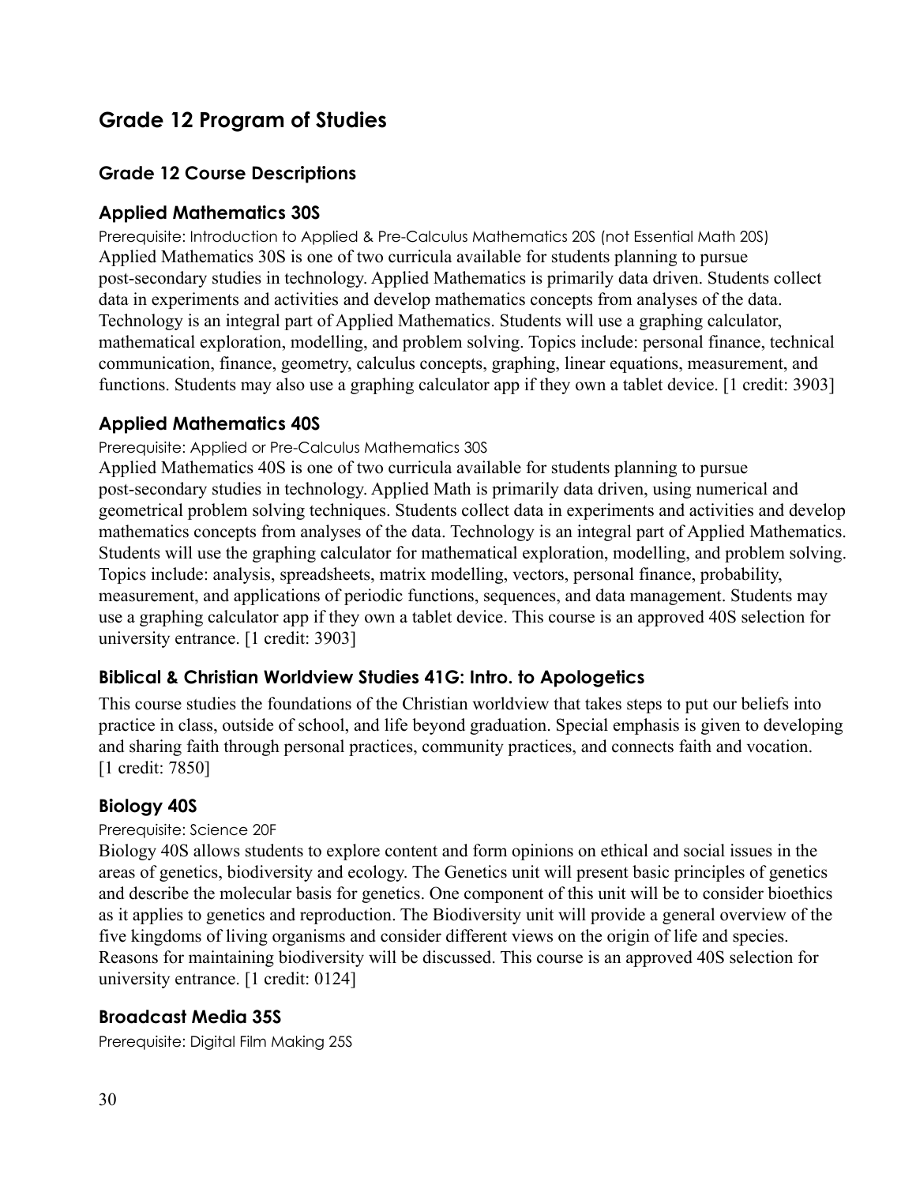# Grade 12 Program of Studies

## Grade 12 Course Descriptions

### Applied Mathematics 30S

Prerequisite: Introduction to Applied & Pre-Calculus Mathematics 20S (not Essential Math 20S)

Applied Mathematics 30S is one of two curricula available for students planning to pursue post-secondary studies in technology. Applied Mathematics is primarily data driven. Students collect data in experiments and activities and develop mathematics concepts from analyses of the data. Technology is an integral part of Applied Mathematics. Students will use a graphing calculator, mathematical exploration, modelling, and problem solving. Topics include: personal finance, technical communication, finance, geometry, calculus concepts, graphing, linear equations, measurement, and functions. Students may also use a graphing calculator app if they own a tablet device. [1 credit: 3903]

### Applied Mathematics 40S

Prerequisite: Applied or Pre-Calculus Mathematics 30S

Applied Mathematics 40S is one of two curricula available for students planning to pursue post-secondary studies in technology. Applied Math is primarily data driven, using numerical and geometrical problem solving techniques. Students collect data in experiments and activities and develop mathematics concepts from analyses of the data. Technology is an integral part of Applied Mathematics. Students will use the graphing calculator for mathematical exploration, modelling, and problem solving. Topics include: analysis, spreadsheets, matrix modelling, vectors, personal finance, probability, measurement, and applications of periodic functions, sequences, and data management. Students may use a graphing calculator app if they own a tablet device. This course is an approved 40S selection for university entrance. [1 credit: 3903]

### Biblical & Christian Worldview Studies 41G: Intro. to Apologetics

This course studies the foundations of the Christian worldview that takes steps to put our beliefs into practice in class, outside of school, and life beyond graduation. Special emphasis is given to developing and sharing faith through personal practices, community practices, and connects faith and vocation. [1 credit: 7850]

### Biology 40S

Prerequisite: Science 20F

Biology 40S allows students to explore content and form opinions on ethical and social issues in the areas of genetics, biodiversity and ecology. The Genetics unit will present basic principles of genetics and describe the molecular basis for genetics. One component of this unit will be to consider bioethics as it applies to genetics and reproduction. The Biodiversity unit will provide a general overview of the five kingdoms of living organisms and consider different views on the origin of life and species. Reasons for maintaining biodiversity will be discussed. This course is an approved 40S selection for university entrance. [1 credit: 0124]

### Broadcast Media 35S

Prerequisite: Digital Film Making 25S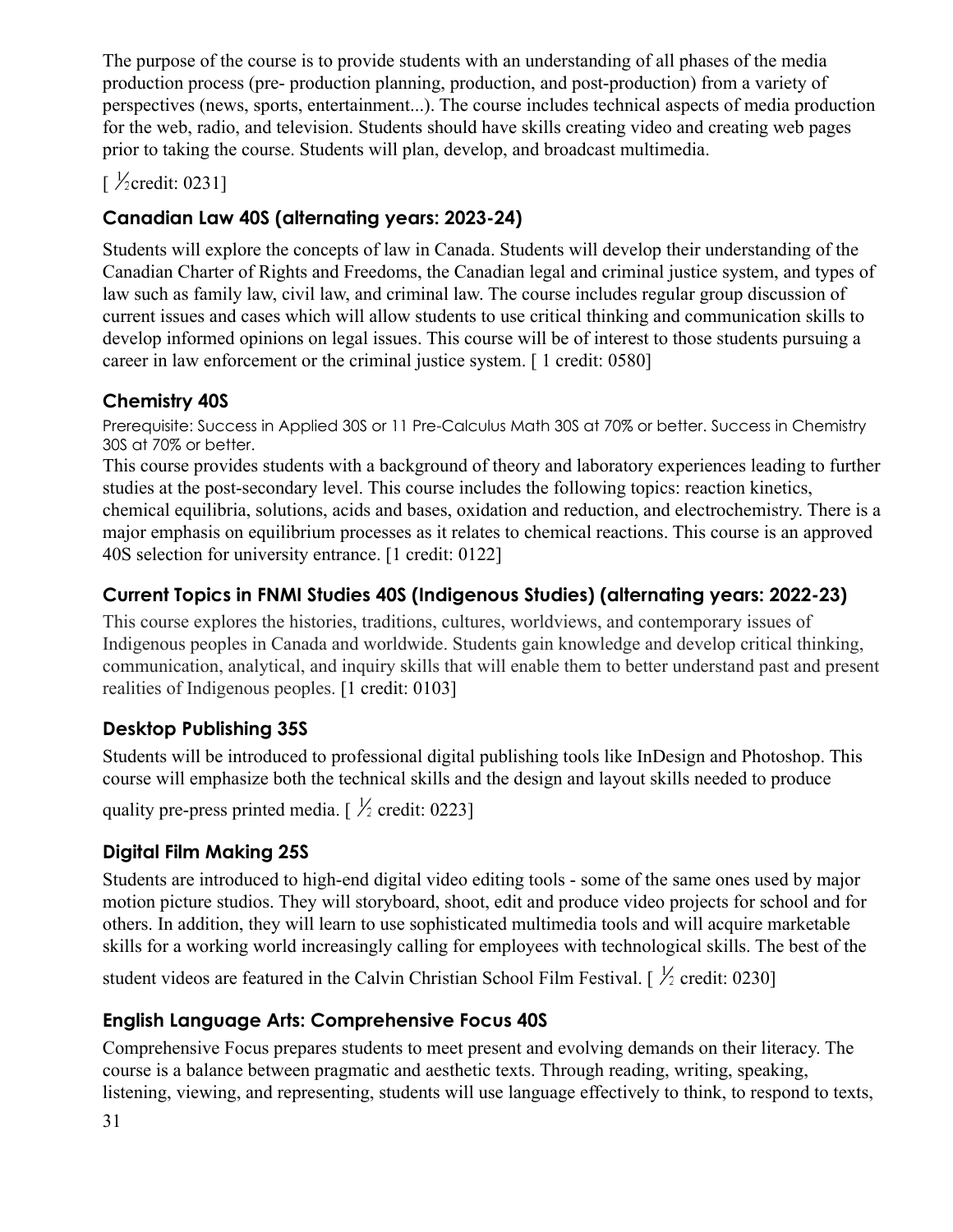The purpose of the course is to provide students with an understanding of all phases of the media production process (pre- production planning, production, and post-production) from a variety of perspectives (news, sports, entertainment...). The course includes technical aspects of media production for the web, radio, and television. Students should have skills creating video and creating web pages prior to taking the course. Students will plan, develop, and broadcast multimedia.

[ ½credit: 0231]

### Canadian Law 40S (alternating years: 2023-24)

Students will explore the concepts of law in Canada. Students will develop their understanding of the Canadian Charter of Rights and Freedoms, the Canadian legal and criminal justice system, and types of law such as family law, civil law, and criminal law. The course includes regular group discussion of current issues and cases which will allow students to use critical thinking and communication skills to develop informed opinions on legal issues. This course will be of interest to those students pursuing a career in law enforcement or the criminal justice system. [ 1 credit: 0580]

### Chemistry 40S

Prerequisite: Success in Applied 30S or 11 Pre-Calculus Math 30S at 70% or better. Success in Chemistry 30S at 70% or better.

This course provides students with a background of theory and laboratory experiences leading to further studies at the post-secondary level. This course includes the following topics: reaction kinetics, chemical equilibria, solutions, acids and bases, oxidation and reduction, and electrochemistry. There is a major emphasis on equilibrium processes as it relates to chemical reactions. This course is an approved 40S selection for university entrance. [1 credit: 0122]

### Current Topics in FNMI Studies 40S (Indigenous Studies) (alternating years: 2022-23)

This course explores the histories, traditions, cultures, worldviews, and contemporary issues of Indigenous peoples in Canada and worldwide. Students gain knowledge and develop critical thinking, communication, analytical, and inquiry skills that will enable them to better understand past and present realities of Indigenous peoples. [1 credit: 0103]

### Desktop Publishing 35S

Students will be introduced to professional digital publishing tools like InDesign and Photoshop. This course will emphasize both the technical skills and the design and layout skills needed to produce quality pre-press printed media. [ ½ credit: 0223]

### Digital Film Making 25S

Students are introduced to high-end digital video editing tools - some of the same ones used by major motion picture studios. They will storyboard, shoot, edit and produce video projects for school and for others. In addition, they will learn to use sophisticated multimedia tools and will acquire marketable skills for a working world increasingly calling for employees with technological skills. The best of the student videos are featured in the Calvin Christian School Film Festival. [ ½ credit: 0230]

### English Language Arts: Comprehensive Focus 40S

Comprehensive Focus prepares students to meet present and evolving demands on their literacy. The course is a balance between pragmatic and aesthetic texts. Through reading, writing, speaking, listening, viewing, and representing, students will use language effectively to think, to respond to texts,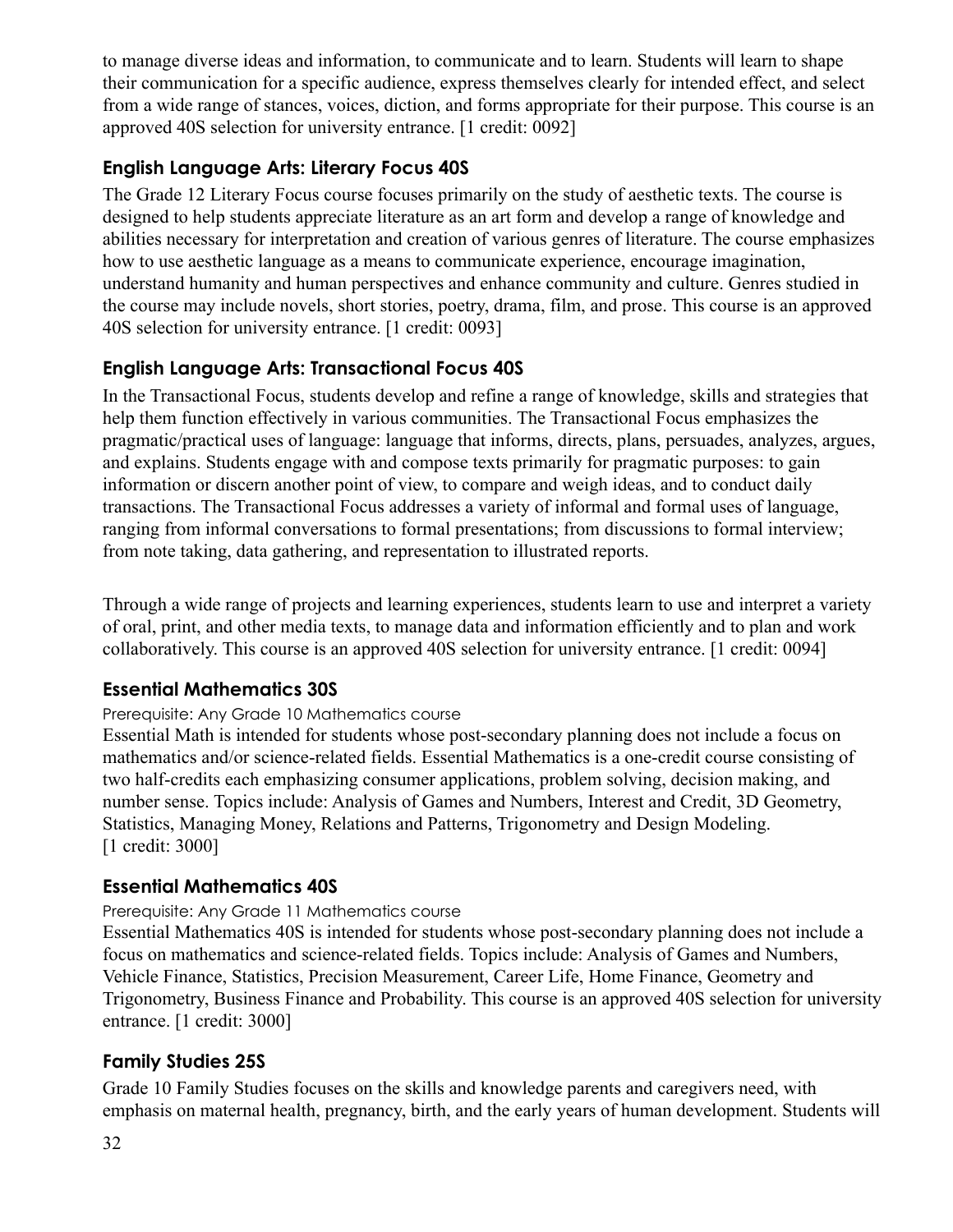to manage diverse ideas and information, to communicate and to learn. Students will learn to shape their communication for a specific audience, express themselves clearly for intended effect, and select from a wide range of stances, voices, diction, and forms appropriate for their purpose. This course is an approved 40S selection for university entrance. [1 credit: 0092]

### English Language Arts: Literary Focus 40S

The Grade 12 Literary Focus course focuses primarily on the study of aesthetic texts. The course is designed to help students appreciate literature as an art form and develop a range of knowledge and abilities necessary for interpretation and creation of various genres of literature. The course emphasizes how to use aesthetic language as a means to communicate experience, encourage imagination, understand humanity and human perspectives and enhance community and culture. Genres studied in the course may include novels, short stories, poetry, drama, film, and prose. This course is an approved 40S selection for university entrance. [1 credit: 0093]

### English Language Arts: Transactional Focus 40S

In the Transactional Focus, students develop and refine a range of knowledge, skills and strategies that help them function effectively in various communities. The Transactional Focus emphasizes the pragmatic/practical uses of language: language that informs, directs, plans, persuades, analyzes, argues, and explains. Students engage with and compose texts primarily for pragmatic purposes: to gain information or discern another point of view, to compare and weigh ideas, and to conduct daily transactions. The Transactional Focus addresses a variety of informal and formal uses of language, ranging from informal conversations to formal presentations; from discussions to formal interview; from note taking, data gathering, and representation to illustrated reports.

Through a wide range of projects and learning experiences, students learn to use and interpret a variety of oral, print, and other media texts, to manage data and information efficiently and to plan and work collaboratively. This course is an approved 40S selection for university entrance. [1 credit: 0094]

### Essential Mathematics 30S

Prerequisite: Any Grade 10 Mathematics course

Essential Math is intended for students whose post-secondary planning does not include a focus on mathematics and/or science-related fields. Essential Mathematics is a one-credit course consisting of two half-credits each emphasizing consumer applications, problem solving, decision making, and number sense. Topics include: Analysis of Games and Numbers, Interest and Credit, 3D Geometry, Statistics, Managing Money, Relations and Patterns, Trigonometry and Design Modeling.
[1 credit: 3000]

### Essential Mathematics 40S

Prerequisite: Any Grade 11 Mathematics course

Essential Mathematics 40S is intended for students whose post-secondary planning does not include a focus on mathematics and science-related fields. Topics include: Analysis of Games and Numbers, Vehicle Finance, Statistics, Precision Measurement, Career Life, Home Finance, Geometry and Trigonometry, Business Finance and Probability. This course is an approved 40S selection for university entrance. [1 credit: 3000]

### Family Studies 25S

Grade 10 Family Studies focuses on the skills and knowledge parents and caregivers need, with emphasis on maternal health, pregnancy, birth, and the early years of human development. Students will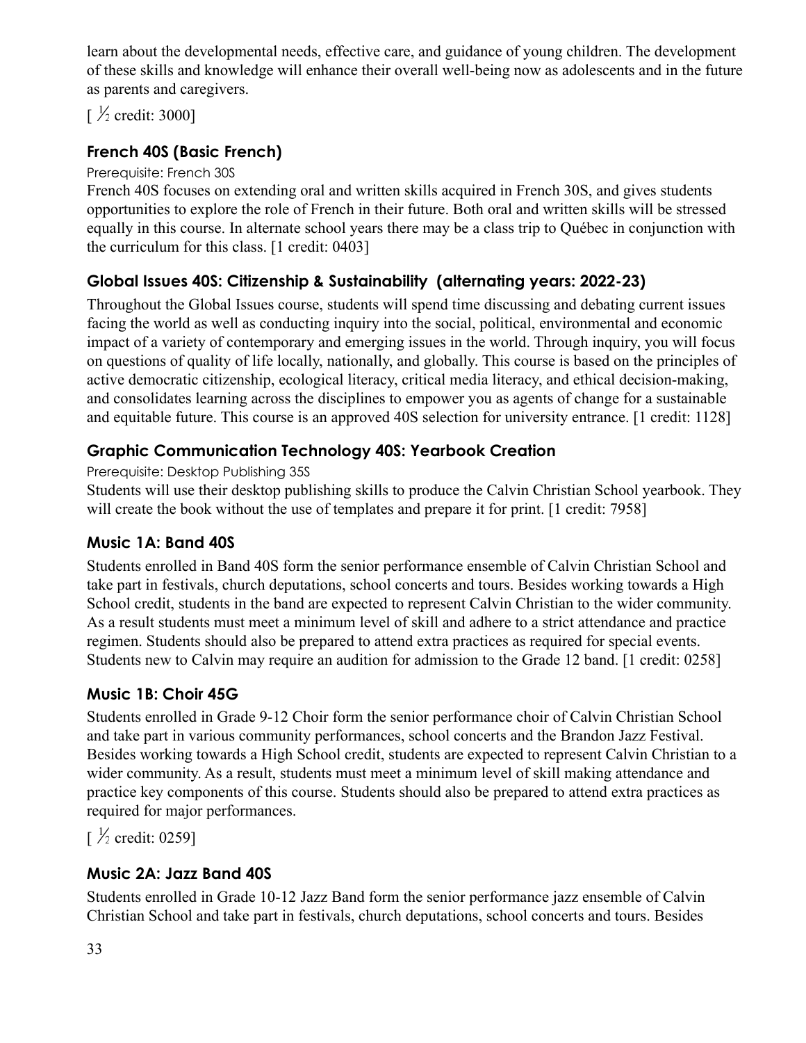learn about the developmental needs, effective care, and guidance of young children. The development of these skills and knowledge will enhance their overall well-being now as adolescents and in the future as parents and caregivers.

[ ½ credit: 3000]

### French 40S (Basic French)

Prerequisite: French 30S

French 40S focuses on extending oral and written skills acquired in French 30S, and gives students opportunities to explore the role of French in their future. Both oral and written skills will be stressed equally in this course. In alternate school years there may be a class trip to Québec in conjunction with the curriculum for this class. [1 credit: 0403]

### Global Issues 40S: Citizenship & Sustainability (alternating years: 2022-23)

Throughout the Global Issues course, students will spend time discussing and debating current issues facing the world as well as conducting inquiry into the social, political, environmental and economic impact of a variety of contemporary and emerging issues in the world. Through inquiry, you will focus on questions of quality of life locally, nationally, and globally. This course is based on the principles of active democratic citizenship, ecological literacy, critical media literacy, and ethical decision-making, and consolidates learning across the disciplines to empower you as agents of change for a sustainable and equitable future. This course is an approved 40S selection for university entrance. [1 credit: 1128]

### Graphic Communication Technology 40S: Yearbook Creation

Prerequisite: Desktop Publishing 35S

Students will use their desktop publishing skills to produce the Calvin Christian School yearbook. They will create the book without the use of templates and prepare it for print. [1 credit: 7958]

### Music 1A: Band 40S

Students enrolled in Band 40S form the senior performance ensemble of Calvin Christian School and take part in festivals, church deputations, school concerts and tours. Besides working towards a High School credit, students in the band are expected to represent Calvin Christian to the wider community. As a result students must meet a minimum level of skill and adhere to a strict attendance and practice regimen. Students should also be prepared to attend extra practices as required for special events. Students new to Calvin may require an audition for admission to the Grade 12 band. [1 credit: 0258]

### Music 1B: Choir 45G

Students enrolled in Grade 9-12 Choir form the senior performance choir of Calvin Christian School and take part in various community performances, school concerts and the Brandon Jazz Festival. Besides working towards a High School credit, students are expected to represent Calvin Christian to a wider community. As a result, students must meet a minimum level of skill making attendance and practice key components of this course. Students should also be prepared to attend extra practices as required for major performances.

[ ½ credit: 0259]

### Music 2A: Jazz Band 40S

Students enrolled in Grade 10-12 Jazz Band form the senior performance jazz ensemble of Calvin Christian School and take part in festivals, church deputations, school concerts and tours. Besides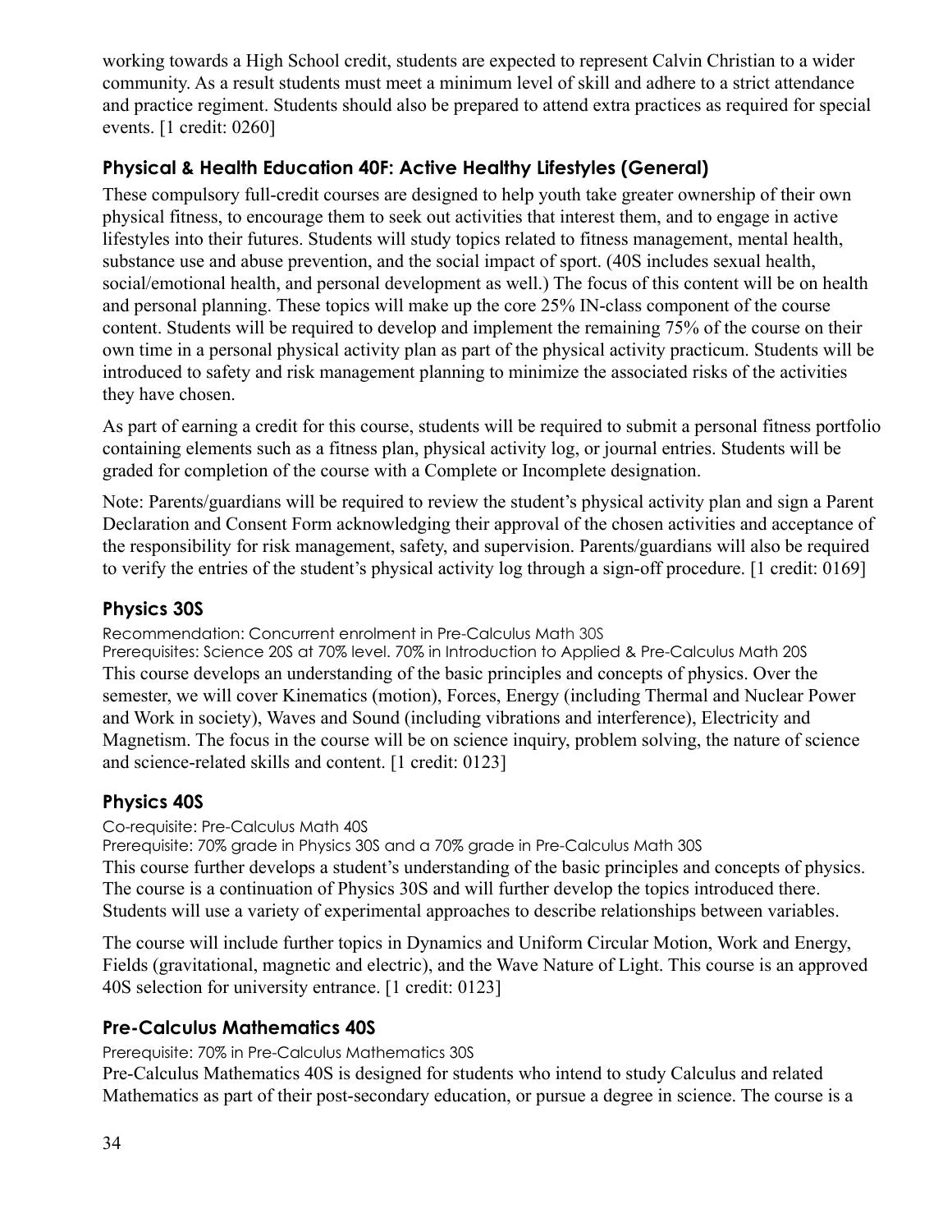working towards a High School credit, students are expected to represent Calvin Christian to a wider community. As a result students must meet a minimum level of skill and adhere to a strict attendance and practice regiment. Students should also be prepared to attend extra practices as required for special events. [1 credit: 0260]

### Physical & Health Education 40F: Active Healthy Lifestyles (General)

These compulsory full-credit courses are designed to help youth take greater ownership of their own physical fitness, to encourage them to seek out activities that interest them, and to engage in active lifestyles into their futures. Students will study topics related to fitness management, mental health, substance use and abuse prevention, and the social impact of sport. (40S includes sexual health, social/emotional health, and personal development as well.) The focus of this content will be on health and personal planning. These topics will make up the core 25% IN-class component of the course content. Students will be required to develop and implement the remaining 75% of the course on their own time in a personal physical activity plan as part of the physical activity practicum. Students will be introduced to safety and risk management planning to minimize the associated risks of the activities they have chosen.

As part of earning a credit for this course, students will be required to submit a personal fitness portfolio containing elements such as a fitness plan, physical activity log, or journal entries. Students will be graded for completion of the course with a Complete or Incomplete designation.

Note: Parents/guardians will be required to review the student's physical activity plan and sign a Parent Declaration and Consent Form acknowledging their approval of the chosen activities and acceptance of the responsibility for risk management, safety, and supervision. Parents/guardians will also be required to verify the entries of the student's physical activity log through a sign-off procedure. [1 credit: 0169]

### Physics 30S

Recommendation: Concurrent enrolment in Pre-Calculus Math 30S
Prerequisites: Science 20S at 70% level. 70% in Introduction to Applied & Pre-Calculus Math 20S

This course develops an understanding of the basic principles and concepts of physics. Over the semester, we will cover Kinematics (motion), Forces, Energy (including Thermal and Nuclear Power and Work in society), Waves and Sound (including vibrations and interference), Electricity and Magnetism. The focus in the course will be on science inquiry, problem solving, the nature of science and science-related skills and content. [1 credit: 0123]

### Physics 40S

Co-requisite: Pre-Calculus Math 40S
Prerequisite: 70% grade in Physics 30S and a 70% grade in Pre-Calculus Math 30S

This course further develops a student's understanding of the basic principles and concepts of physics. The course is a continuation of Physics 30S and will further develop the topics introduced there. Students will use a variety of experimental approaches to describe relationships between variables.

The course will include further topics in Dynamics and Uniform Circular Motion, Work and Energy, Fields (gravitational, magnetic and electric), and the Wave Nature of Light. This course is an approved 40S selection for university entrance. [1 credit: 0123]

### Pre-Calculus Mathematics 40S

Prerequisite: 70% in Pre-Calculus Mathematics 30S

Pre-Calculus Mathematics 40S is designed for students who intend to study Calculus and related Mathematics as part of their post-secondary education, or pursue a degree in science. The course is a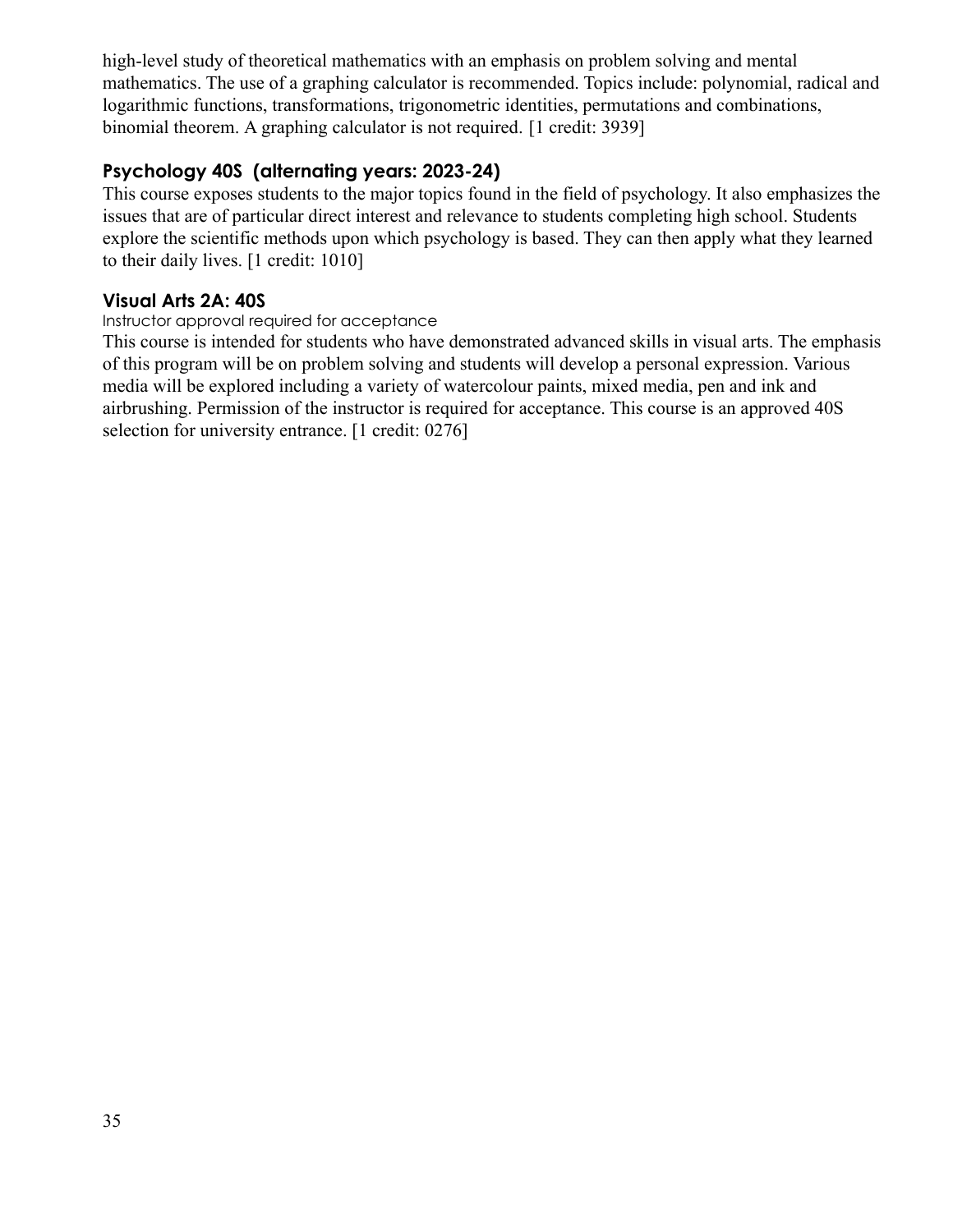high-level study of theoretical mathematics with an emphasis on problem solving and mental mathematics. The use of a graphing calculator is recommended. Topics include: polynomial, radical and logarithmic functions, transformations, trigonometric identities, permutations and combinations, binomial theorem. A graphing calculator is not required. [1 credit: 3939]

### Psychology 40S (alternating years: 2023-24)

This course exposes students to the major topics found in the field of psychology. It also emphasizes the issues that are of particular direct interest and relevance to students completing high school. Students explore the scientific methods upon which psychology is based. They can then apply what they learned to their daily lives. [1 credit: 1010]

### Visual Arts 2A: 40S

Instructor approval required for acceptance

This course is intended for students who have demonstrated advanced skills in visual arts. The emphasis of this program will be on problem solving and students will develop a personal expression. Various media will be explored including a variety of watercolour paints, mixed media, pen and ink and airbrushing. Permission of the instructor is required for acceptance. This course is an approved 40S selection for university entrance. [1 credit: 0276]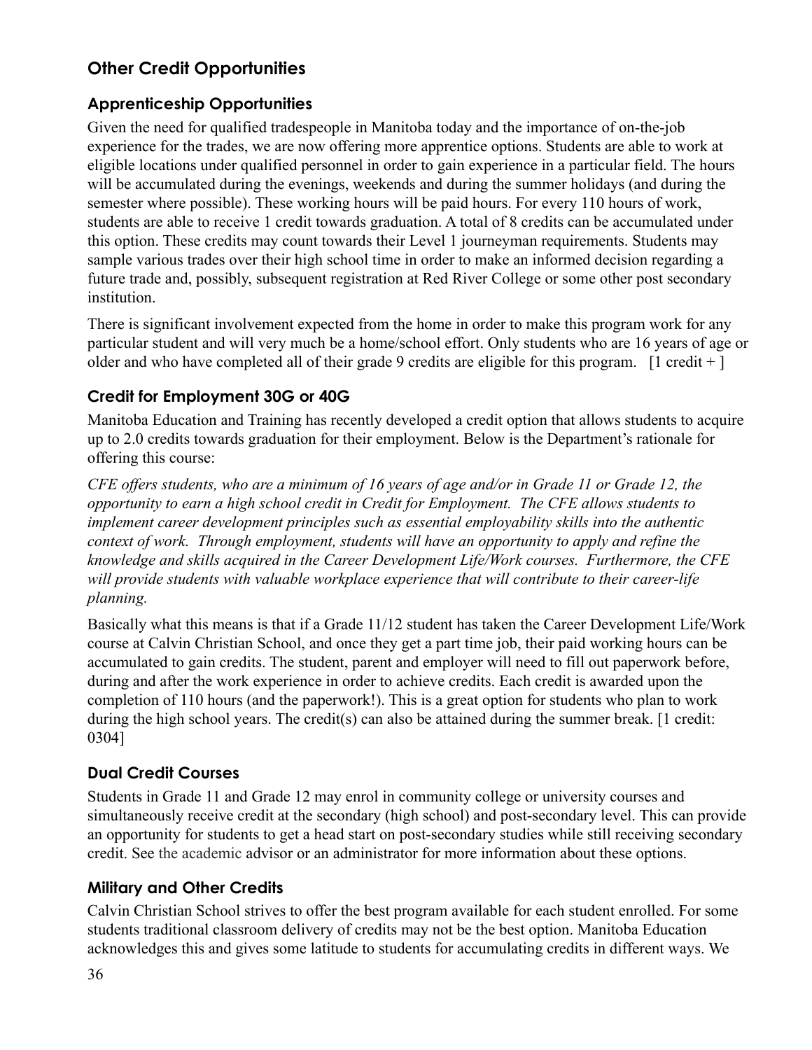## Other Credit Opportunities

### Apprenticeship Opportunities

Given the need for qualified tradespeople in Manitoba today and the importance of on-the-job experience for the trades, we are now offering more apprentice options. Students are able to work at eligible locations under qualified personnel in order to gain experience in a particular field. The hours will be accumulated during the evenings, weekends and during the summer holidays (and during the semester where possible). These working hours will be paid hours. For every 110 hours of work, students are able to receive 1 credit towards graduation. A total of 8 credits can be accumulated under this option. These credits may count towards their Level 1 journeyman requirements. Students may sample various trades over their high school time in order to make an informed decision regarding a future trade and, possibly, subsequent registration at Red River College or some other post secondary institution.

There is significant involvement expected from the home in order to make this program work for any particular student and will very much be a home/school effort. Only students who are 16 years of age or older and who have completed all of their grade 9 credits are eligible for this program. [1 credit + ]

### Credit for Employment 30G or 40G

Manitoba Education and Training has recently developed a credit option that allows students to acquire up to 2.0 credits towards graduation for their employment. Below is the Department's rationale for offering this course:

*CFE offers students, who are a minimum of 16 years of age and/or in Grade 11 or Grade 12, the opportunity to earn a high school credit in Credit for Employment. The CFE allows students to implement career development principles such as essential employability skills into the authentic context of work. Through employment, students will have an opportunity to apply and refine the knowledge and skills acquired in the Career Development Life/Work courses. Furthermore, the CFE will provide students with valuable workplace experience that will contribute to their career-life planning.*

Basically what this means is that if a Grade 11/12 student has taken the Career Development Life/Work course at Calvin Christian School, and once they get a part time job, their paid working hours can be accumulated to gain credits. The student, parent and employer will need to fill out paperwork before, during and after the work experience in order to achieve credits. Each credit is awarded upon the completion of 110 hours (and the paperwork!). This is a great option for students who plan to work during the high school years. The credit(s) can also be attained during the summer break. [1 credit: 0304]

### Dual Credit Courses

Students in Grade 11 and Grade 12 may enrol in community college or university courses and simultaneously receive credit at the secondary (high school) and post-secondary level. This can provide an opportunity for students to get a head start on post-secondary studies while still receiving secondary credit. See the academic advisor or an administrator for more information about these options.

### Military and Other Credits

Calvin Christian School strives to offer the best program available for each student enrolled. For some students traditional classroom delivery of credits may not be the best option. Manitoba Education acknowledges this and gives some latitude to students for accumulating credits in different ways. We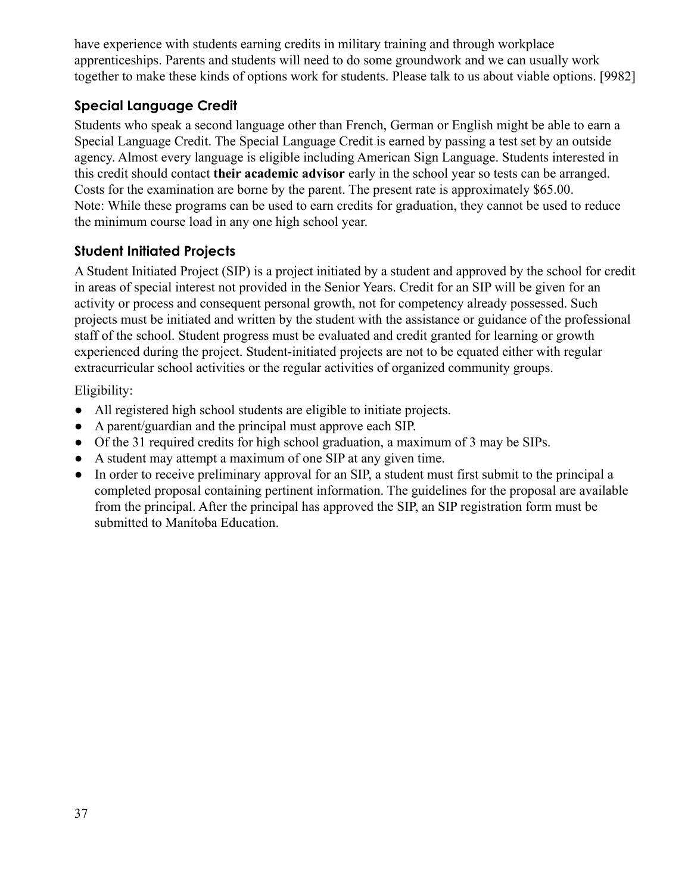have experience with students earning credits in military training and through workplace apprenticeships. Parents and students will need to do some groundwork and we can usually work together to make these kinds of options work for students. Please talk to us about viable options. [9982]

### Special Language Credit

Students who speak a second language other than French, German or English might be able to earn a Special Language Credit. The Special Language Credit is earned by passing a test set by an outside agency. Almost every language is eligible including American Sign Language. Students interested in this credit should contact **their academic advisor** early in the school year so tests can be arranged. Costs for the examination are borne by the parent. The present rate is approximately $65.00.
Note: While these programs can be used to earn credits for graduation, they cannot be used to reduce the minimum course load in any one high school year.

### Student Initiated Projects

A Student Initiated Project (SIP) is a project initiated by a student and approved by the school for credit in areas of special interest not provided in the Senior Years. Credit for an SIP will be given for an activity or process and consequent personal growth, not for competency already possessed. Such projects must be initiated and written by the student with the assistance or guidance of the professional staff of the school. Student progress must be evaluated and credit granted for learning or growth experienced during the project. Student-initiated projects are not to be equated either with regular extracurricular school activities or the regular activities of organized community groups.

Eligibility:

- All registered high school students are eligible to initiate projects.
- A parent/guardian and the principal must approve each SIP.
- Of the 31 required credits for high school graduation, a maximum of 3 may be SIPs.
- A student may attempt a maximum of one SIP at any given time.
- In order to receive preliminary approval for an SIP, a student must first submit to the principal a completed proposal containing pertinent information. The guidelines for the proposal are available from the principal. After the principal has approved the SIP, an SIP registration form must be submitted to Manitoba Education.